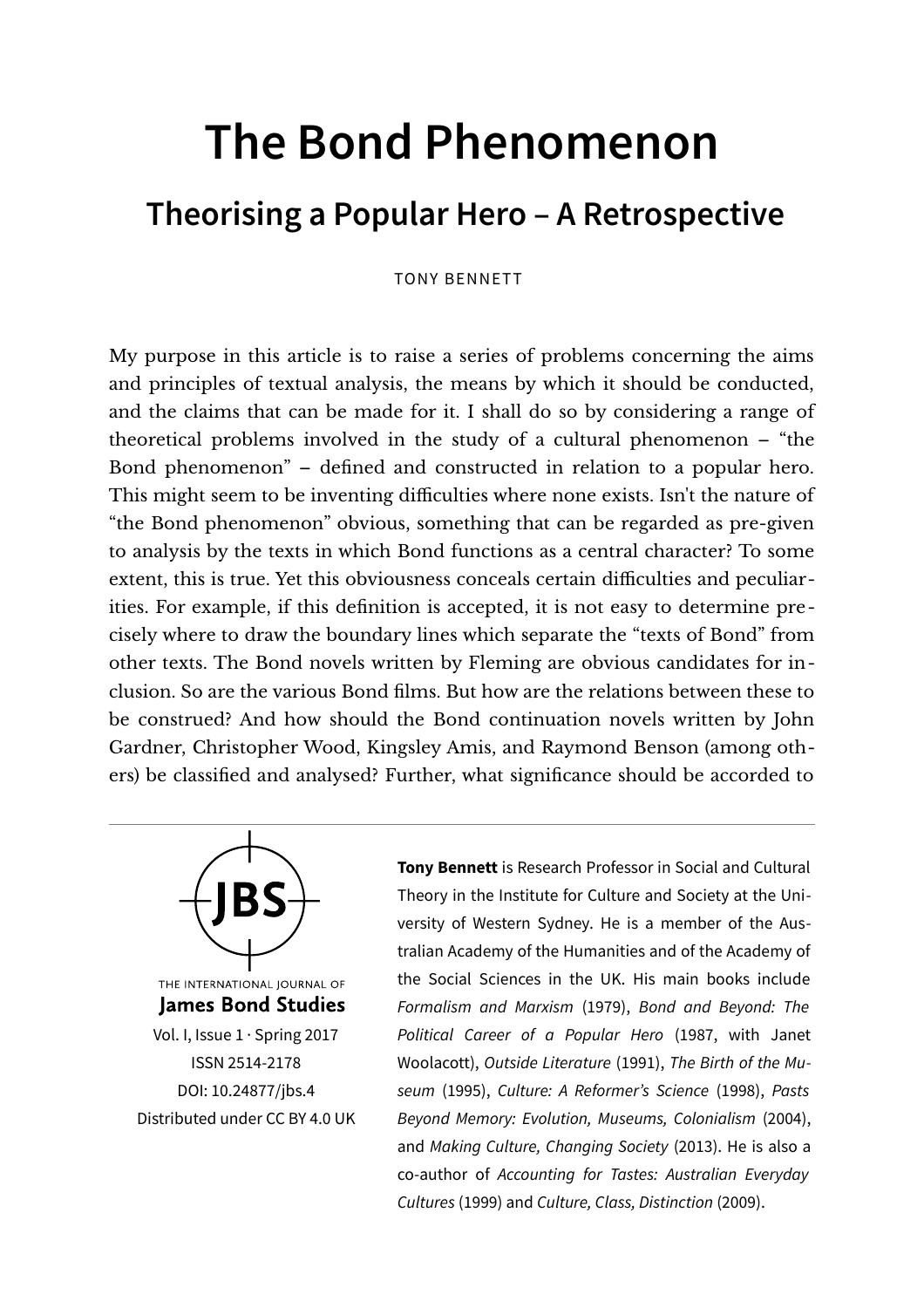# The Bond Phenomenon

## Theorising a Popular Hero – A Retrospective

TONY BENNETT

My purpose in this article is to raise a series of problems concerning the aims and principles of textual analysis, the means by which it should be conducted, and the claims that can be made for it. I shall do so by considering a range of theoretical problems involved in the study of a cultural phenomenon – "the Bond phenomenon" – defined and constructed in relation to a popular hero. This might seem to be inventing difficulties where none exists. Isn't the nature of "the Bond phenomenon" obvious, something that can be regarded as pre-given to analysis by the texts in which Bond functions as a central character? To some extent, this is true. Yet this obviousness conceals certain difficulties and peculiarities. For example, if this definition is accepted, it is not easy to determine precisely where to draw the boundary lines which separate the "texts of Bond" from other texts. The Bond novels written by Fleming are obvious candidates for inclusion. So are the various Bond films. But how are the relations between these to be construed? And how should the Bond continuation novels written by John Gardner, Christopher Wood, Kingsley Amis, and Raymond Benson (among others) be classified and analysed? Further, what significance should be accorded to

---

THE INTERNATIONAL JOURNAL OF
**James Bond Studies**
Vol. I, Issue 1 · Spring 2017
ISSN 2514-2178
DOI: 10.24877/jbs.4
Distributed under CC BY 4.0 UK

**Tony Bennett** is Research Professor in Social and Cultural Theory in the Institute for Culture and Society at the University of Western Sydney. He is a member of the Australian Academy of the Humanities and of the Academy of the Social Sciences in the UK. His main books include *Formalism and Marxism* (1979), *Bond and Beyond: The Political Career of a Popular Hero* (1987, with Janet Woolacott), *Outside Literature* (1991), *The Birth of the Museum* (1995), *Culture: A Reformer's Science* (1998), *Pasts Beyond Memory: Evolution, Museums, Colonialism* (2004), and *Making Culture, Changing Society* (2013). He is also a co-author of *Accounting for Tastes: Australian Everyday Cultures* (1999) and *Culture, Class, Distinction* (2009).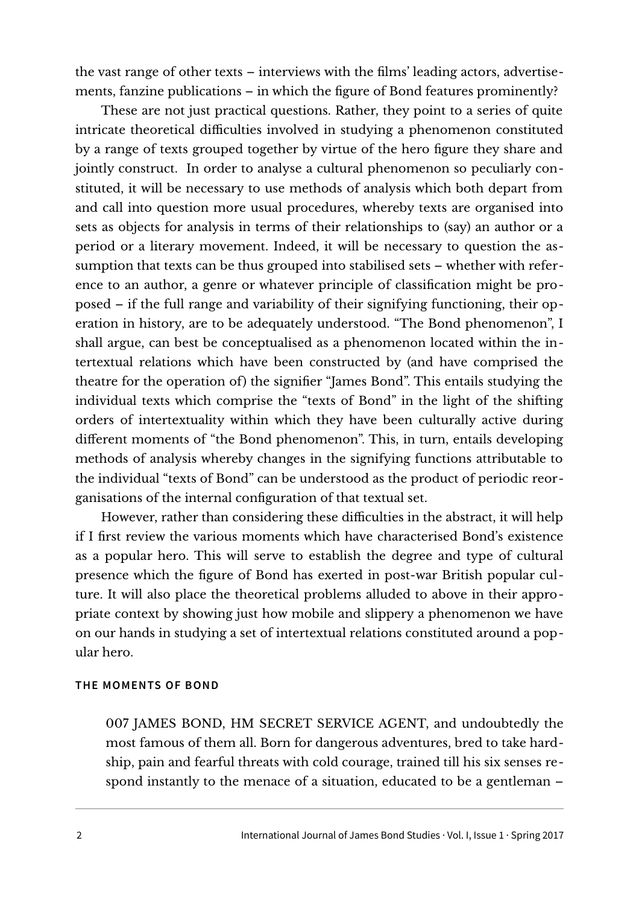the vast range of other texts – interviews with the films' leading actors, advertisements, fanzine publications – in which the figure of Bond features prominently?

These are not just practical questions. Rather, they point to a series of quite intricate theoretical difficulties involved in studying a phenomenon constituted by a range of texts grouped together by virtue of the hero figure they share and jointly construct. In order to analyse a cultural phenomenon so peculiarly constituted, it will be necessary to use methods of analysis which both depart from and call into question more usual procedures, whereby texts are organised into sets as objects for analysis in terms of their relationships to (say) an author or a period or a literary movement. Indeed, it will be necessary to question the assumption that texts can be thus grouped into stabilised sets – whether with reference to an author, a genre or whatever principle of classification might be proposed – if the full range and variability of their signifying functioning, their operation in history, are to be adequately understood. "The Bond phenomenon", I shall argue, can best be conceptualised as a phenomenon located within the intertextual relations which have been constructed by (and have comprised the theatre for the operation of) the signifier "James Bond". This entails studying the individual texts which comprise the "texts of Bond" in the light of the shifting orders of intertextuality within which they have been culturally active during different moments of "the Bond phenomenon". This, in turn, entails developing methods of analysis whereby changes in the signifying functions attributable to the individual "texts of Bond" can be understood as the product of periodic reorganisations of the internal configuration of that textual set.

However, rather than considering these difficulties in the abstract, it will help if I first review the various moments which have characterised Bond's existence as a popular hero. This will serve to establish the degree and type of cultural presence which the figure of Bond has exerted in post-war British popular culture. It will also place the theoretical problems alluded to above in their appropriate context by showing just how mobile and slippery a phenomenon we have on our hands in studying a set of intertextual relations constituted around a popular hero.

## THE MOMENTS OF BOND

> 007 JAMES BOND, HM SECRET SERVICE AGENT, and undoubtedly the most famous of them all. Born for dangerous adventures, bred to take hardship, pain and fearful threats with cold courage, trained till his six senses respond instantly to the menace of a situation, educated to be a gentleman –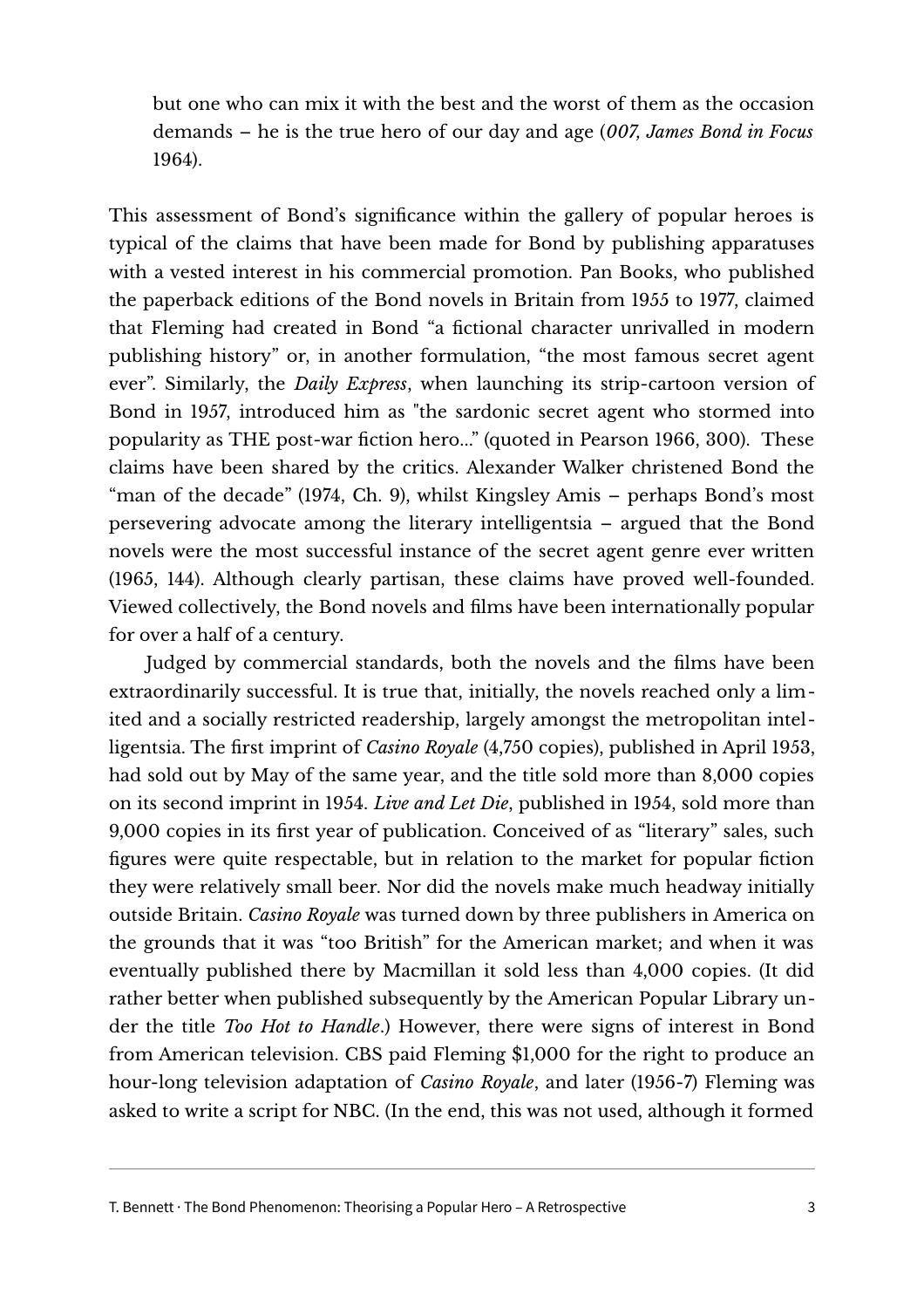> but one who can mix it with the best and the worst of them as the occasion demands – he is the true hero of our day and age (*007, James Bond in Focus* 1964).

This assessment of Bond's significance within the gallery of popular heroes is typical of the claims that have been made for Bond by publishing apparatuses with a vested interest in his commercial promotion. Pan Books, who published the paperback editions of the Bond novels in Britain from 1955 to 1977, claimed that Fleming had created in Bond "a fictional character unrivalled in modern publishing history" or, in another formulation, "the most famous secret agent ever". Similarly, the *Daily Express*, when launching its strip-cartoon version of Bond in 1957, introduced him as "the sardonic secret agent who stormed into popularity as THE post-war fiction hero..." (quoted in Pearson 1966, 300). These claims have been shared by the critics. Alexander Walker christened Bond the "man of the decade" (1974, Ch. 9), whilst Kingsley Amis – perhaps Bond's most persevering advocate among the literary intelligentsia – argued that the Bond novels were the most successful instance of the secret agent genre ever written (1965, 144). Although clearly partisan, these claims have proved well-founded. Viewed collectively, the Bond novels and films have been internationally popular for over a half of a century.

Judged by commercial standards, both the novels and the films have been extraordinarily successful. It is true that, initially, the novels reached only a limited and a socially restricted readership, largely amongst the metropolitan intelligentsia. The first imprint of *Casino Royale* (4,750 copies), published in April 1953, had sold out by May of the same year, and the title sold more than 8,000 copies on its second imprint in 1954. *Live and Let Die*, published in 1954, sold more than 9,000 copies in its first year of publication. Conceived of as "literary" sales, such figures were quite respectable, but in relation to the market for popular fiction they were relatively small beer. Nor did the novels make much headway initially outside Britain. *Casino Royale* was turned down by three publishers in America on the grounds that it was "too British" for the American market; and when it was eventually published there by Macmillan it sold less than 4,000 copies. (It did rather better when published subsequently by the American Popular Library under the title *Too Hot to Handle*.) However, there were signs of interest in Bond from American television. CBS paid Fleming $1,000 for the right to produce an hour-long television adaptation of *Casino Royale*, and later (1956-7) Fleming was asked to write a script for NBC. (In the end, this was not used, although it formed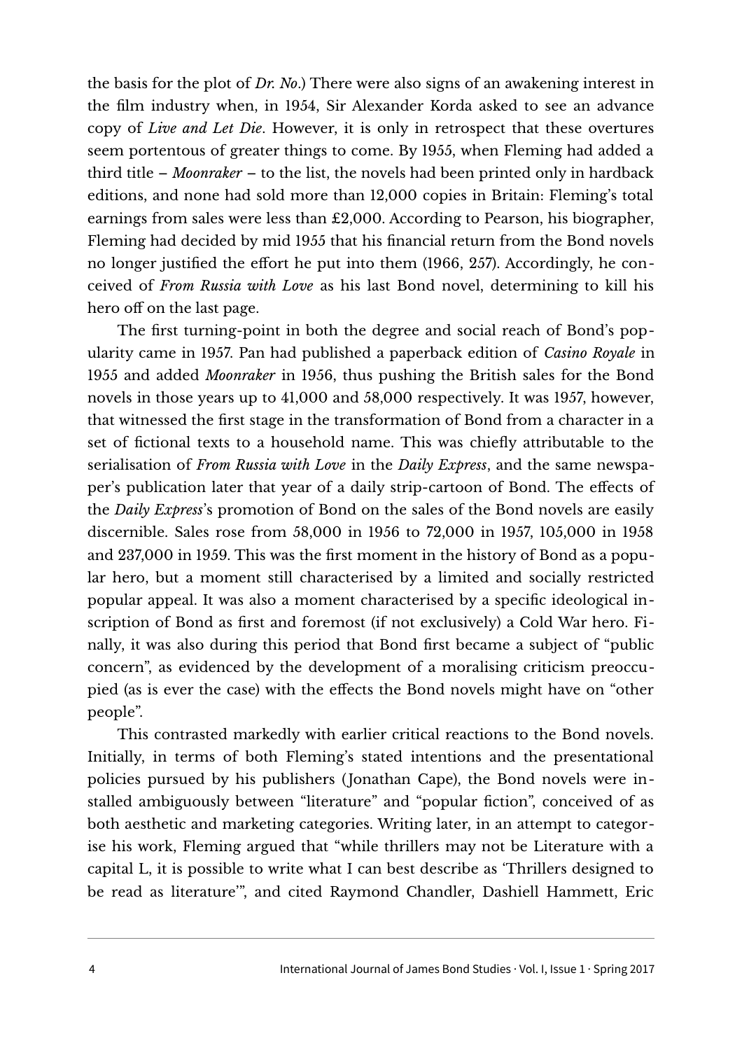the basis for the plot of *Dr. No*.) There were also signs of an awakening interest in the film industry when, in 1954, Sir Alexander Korda asked to see an advance copy of *Live and Let Die*. However, it is only in retrospect that these overtures seem portentous of greater things to come. By 1955, when Fleming had added a third title – *Moonraker* – to the list, the novels had been printed only in hardback editions, and none had sold more than 12,000 copies in Britain: Fleming's total earnings from sales were less than £2,000. According to Pearson, his biographer, Fleming had decided by mid 1955 that his financial return from the Bond novels no longer justified the effort he put into them (1966, 257). Accordingly, he conceived of *From Russia with Love* as his last Bond novel, determining to kill his hero off on the last page.

The first turning-point in both the degree and social reach of Bond's popularity came in 1957. Pan had published a paperback edition of *Casino Royale* in 1955 and added *Moonraker* in 1956, thus pushing the British sales for the Bond novels in those years up to 41,000 and 58,000 respectively. It was 1957, however, that witnessed the first stage in the transformation of Bond from a character in a set of fictional texts to a household name. This was chiefly attributable to the serialisation of *From Russia with Love* in the *Daily Express*, and the same newspaper's publication later that year of a daily strip-cartoon of Bond. The effects of the *Daily Express*'s promotion of Bond on the sales of the Bond novels are easily discernible. Sales rose from 58,000 in 1956 to 72,000 in 1957, 105,000 in 1958 and 237,000 in 1959. This was the first moment in the history of Bond as a popular hero, but a moment still characterised by a limited and socially restricted popular appeal. It was also a moment characterised by a specific ideological inscription of Bond as first and foremost (if not exclusively) a Cold War hero. Finally, it was also during this period that Bond first became a subject of "public concern", as evidenced by the development of a moralising criticism preoccupied (as is ever the case) with the effects the Bond novels might have on "other people".

This contrasted markedly with earlier critical reactions to the Bond novels. Initially, in terms of both Fleming's stated intentions and the presentational policies pursued by his publishers (Jonathan Cape), the Bond novels were installed ambiguously between "literature" and "popular fiction", conceived of as both aesthetic and marketing categories. Writing later, in an attempt to categorise his work, Fleming argued that "while thrillers may not be Literature with a capital L, it is possible to write what I can best describe as 'Thrillers designed to be read as literature'", and cited Raymond Chandler, Dashiell Hammett, Eric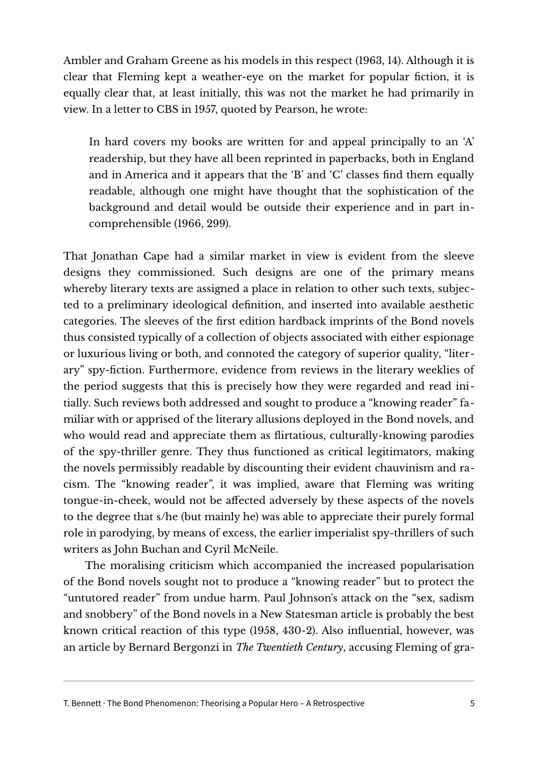Ambler and Graham Greene as his models in this respect (1963, 14). Although it is clear that Fleming kept a weather-eye on the market for popular fiction, it is equally clear that, at least initially, this was not the market he had primarily in view. In a letter to CBS in 1957, quoted by Pearson, he wrote:

> In hard covers my books are written for and appeal principally to an 'A' readership, but they have all been reprinted in paperbacks, both in England and in America and it appears that the 'B' and 'C' classes find them equally readable, although one might have thought that the sophistication of the background and detail would be outside their experience and in part incomprehensible (1966, 299).

That Jonathan Cape had a similar market in view is evident from the sleeve designs they commissioned. Such designs are one of the primary means whereby literary texts are assigned a place in relation to other such texts, subjected to a preliminary ideological definition, and inserted into available aesthetic categories. The sleeves of the first edition hardback imprints of the Bond novels thus consisted typically of a collection of objects associated with either espionage or luxurious living or both, and connoted the category of superior quality, "literary" spy-fiction. Furthermore, evidence from reviews in the literary weeklies of the period suggests that this is precisely how they were regarded and read initially. Such reviews both addressed and sought to produce a "knowing reader" familiar with or apprised of the literary allusions deployed in the Bond novels, and who would read and appreciate them as flirtatious, culturally-knowing parodies of the spy-thriller genre. They thus functioned as critical legitimators, making the novels permissibly readable by discounting their evident chauvinism and racism. The "knowing reader", it was implied, aware that Fleming was writing tongue-in-cheek, would not be affected adversely by these aspects of the novels to the degree that s/he (but mainly he) was able to appreciate their purely formal role in parodying, by means of excess, the earlier imperialist spy-thrillers of such writers as John Buchan and Cyril McNeile.

The moralising criticism which accompanied the increased popularisation of the Bond novels sought not to produce a "knowing reader" but to protect the "untutored reader" from undue harm. Paul Johnson's attack on the "sex, sadism and snobbery" of the Bond novels in a New Statesman article is probably the best known critical reaction of this type (1958, 430-2). Also influential, however, was an article by Bernard Bergonzi in *The Twentieth Century*, accusing Fleming of gra-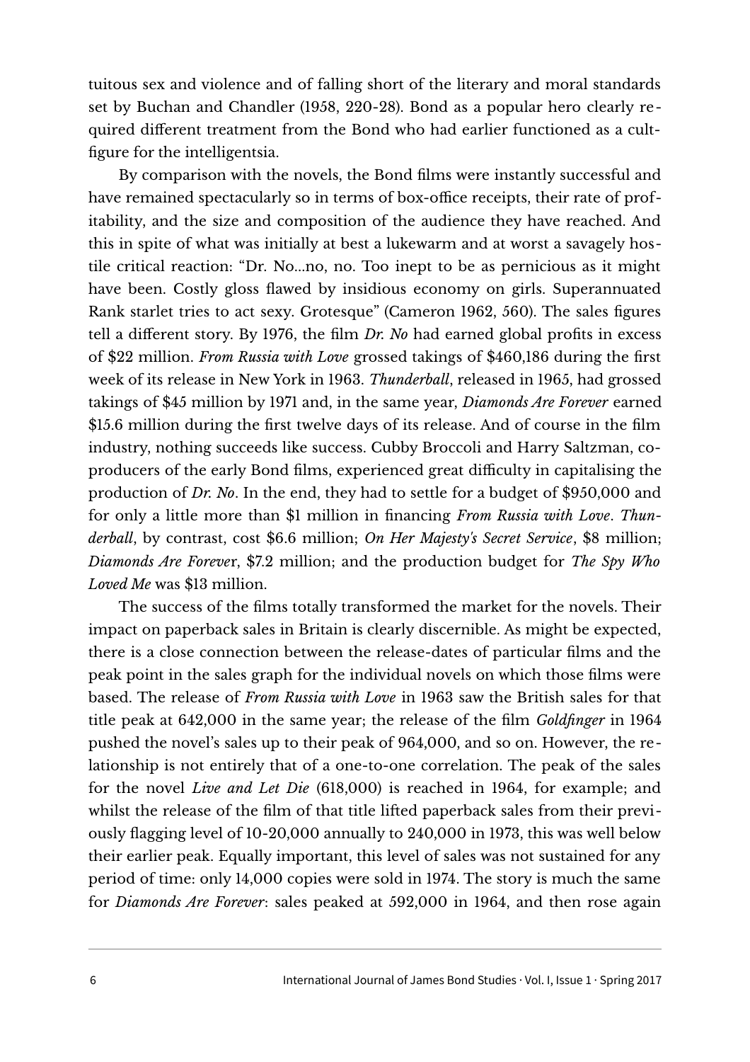tuitous sex and violence and of falling short of the literary and moral standards set by Buchan and Chandler (1958, 220-28). Bond as a popular hero clearly required different treatment from the Bond who had earlier functioned as a cult-figure for the intelligentsia.

By comparison with the novels, the Bond films were instantly successful and have remained spectacularly so in terms of box-office receipts, their rate of profitability, and the size and composition of the audience they have reached. And this in spite of what was initially at best a lukewarm and at worst a savagely hostile critical reaction: "Dr. No...no, no. Too inept to be as pernicious as it might have been. Costly gloss flawed by insidious economy on girls. Superannuated Rank starlet tries to act sexy. Grotesque" (Cameron 1962, 560). The sales figures tell a different story. By 1976, the film *Dr. No* had earned global profits in excess of $22 million. *From Russia with Love* grossed takings of $460,186 during the first week of its release in New York in 1963. *Thunderball*, released in 1965, had grossed takings of $45 million by 1971 and, in the same year, *Diamonds Are Forever* earned $15.6 million during the first twelve days of its release. And of course in the film industry, nothing succeeds like success. Cubby Broccoli and Harry Saltzman, co-producers of the early Bond films, experienced great difficulty in capitalising the production of *Dr. No*. In the end, they had to settle for a budget of $950,000 and for only a little more than $1 million in financing *From Russia with Love*. *Thunderball*, by contrast, cost $6.6 million; *On Her Majesty's Secret Service*, $8 million; *Diamonds Are Forever*, $7.2 million; and the production budget for *The Spy Who Loved Me* was $13 million.

The success of the films totally transformed the market for the novels. Their impact on paperback sales in Britain is clearly discernible. As might be expected, there is a close connection between the release-dates of particular films and the peak point in the sales graph for the individual novels on which those films were based. The release of *From Russia with Love* in 1963 saw the British sales for that title peak at 642,000 in the same year; the release of the film *Goldfinger* in 1964 pushed the novel's sales up to their peak of 964,000, and so on. However, the relationship is not entirely that of a one-to-one correlation. The peak of the sales for the novel *Live and Let Die* (618,000) is reached in 1964, for example; and whilst the release of the film of that title lifted paperback sales from their previously flagging level of 10-20,000 annually to 240,000 in 1973, this was well below their earlier peak. Equally important, this level of sales was not sustained for any period of time: only 14,000 copies were sold in 1974. The story is much the same for *Diamonds Are Forever*: sales peaked at 592,000 in 1964, and then rose again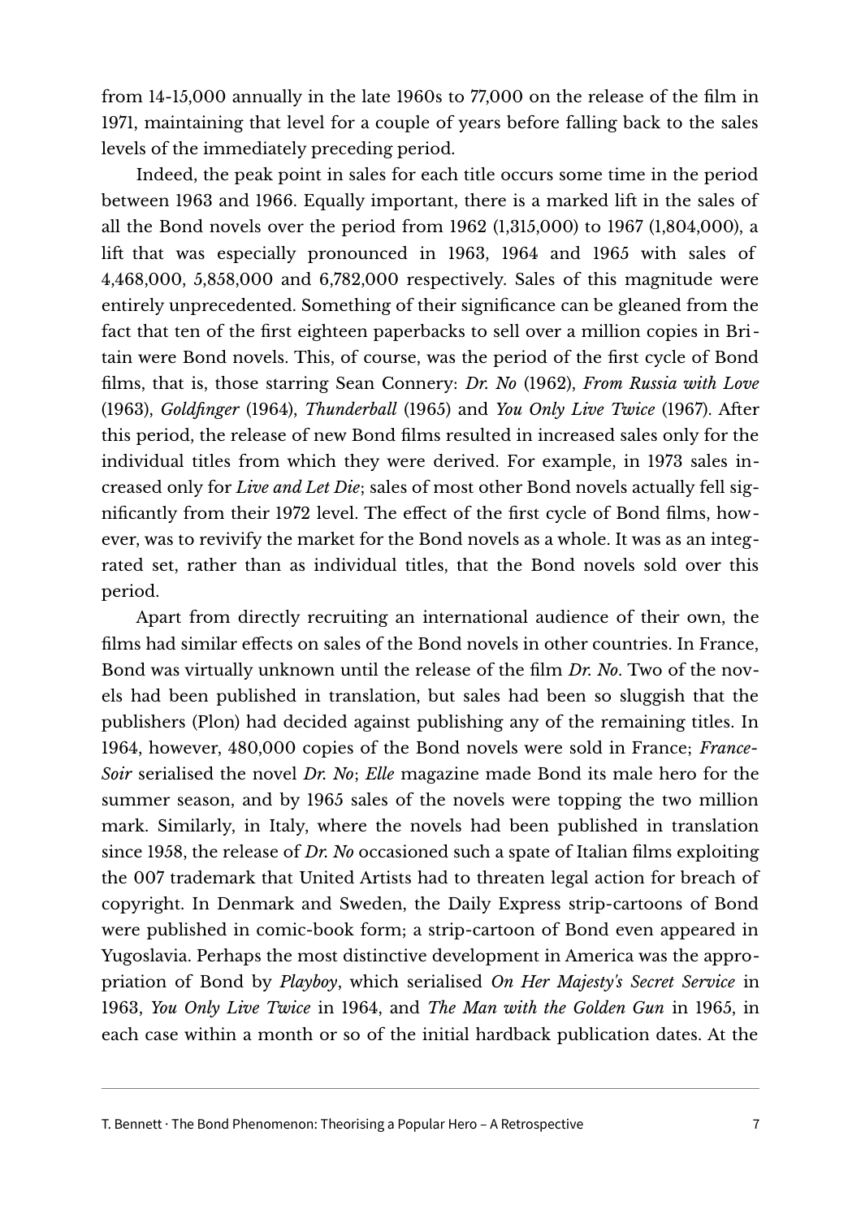from 14-15,000 annually in the late 1960s to 77,000 on the release of the film in 1971, maintaining that level for a couple of years before falling back to the sales levels of the immediately preceding period.

Indeed, the peak point in sales for each title occurs some time in the period between 1963 and 1966. Equally important, there is a marked lift in the sales of all the Bond novels over the period from 1962 (1,315,000) to 1967 (1,804,000), a lift that was especially pronounced in 1963, 1964 and 1965 with sales of 4,468,000, 5,858,000 and 6,782,000 respectively. Sales of this magnitude were entirely unprecedented. Something of their significance can be gleaned from the fact that ten of the first eighteen paperbacks to sell over a million copies in Britain were Bond novels. This, of course, was the period of the first cycle of Bond films, that is, those starring Sean Connery: *Dr. No* (1962), *From Russia with Love* (1963), *Goldfinger* (1964), *Thunderball* (1965) and *You Only Live Twice* (1967). After this period, the release of new Bond films resulted in increased sales only for the individual titles from which they were derived. For example, in 1973 sales increased only for *Live and Let Die*; sales of most other Bond novels actually fell significantly from their 1972 level. The effect of the first cycle of Bond films, however, was to revivify the market for the Bond novels as a whole. It was as an integrated set, rather than as individual titles, that the Bond novels sold over this period.

Apart from directly recruiting an international audience of their own, the films had similar effects on sales of the Bond novels in other countries. In France, Bond was virtually unknown until the release of the film *Dr. No*. Two of the novels had been published in translation, but sales had been so sluggish that the publishers (Plon) had decided against publishing any of the remaining titles. In 1964, however, 480,000 copies of the Bond novels were sold in France; *France-Soir* serialised the novel *Dr. No*; *Elle* magazine made Bond its male hero for the summer season, and by 1965 sales of the novels were topping the two million mark. Similarly, in Italy, where the novels had been published in translation since 1958, the release of *Dr. No* occasioned such a spate of Italian films exploiting the 007 trademark that United Artists had to threaten legal action for breach of copyright. In Denmark and Sweden, the Daily Express strip-cartoons of Bond were published in comic-book form; a strip-cartoon of Bond even appeared in Yugoslavia. Perhaps the most distinctive development in America was the appropriation of Bond by *Playboy*, which serialised *On Her Majesty's Secret Service* in 1963, *You Only Live Twice* in 1964, and *The Man with the Golden Gun* in 1965, in each case within a month or so of the initial hardback publication dates. At the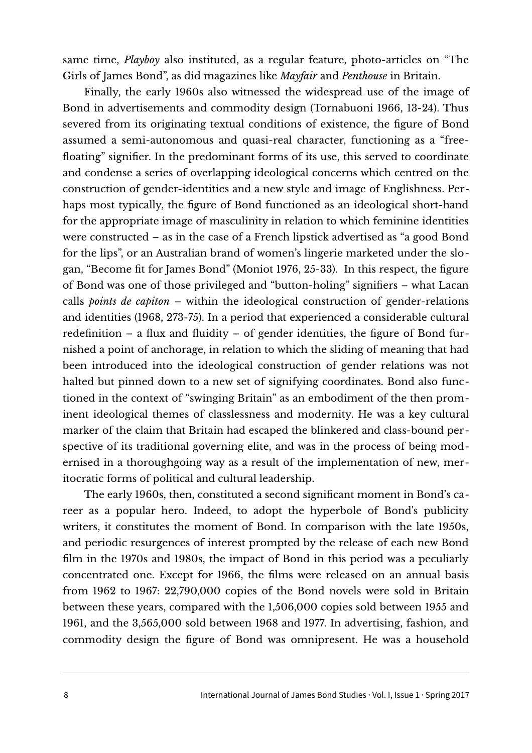same time, *Playboy* also instituted, as a regular feature, photo-articles on "The Girls of James Bond", as did magazines like *Mayfair* and *Penthouse* in Britain.

Finally, the early 1960s also witnessed the widespread use of the image of Bond in advertisements and commodity design (Tornabuoni 1966, 13-24). Thus severed from its originating textual conditions of existence, the figure of Bond assumed a semi-autonomous and quasi-real character, functioning as a "free-floating" signifier. In the predominant forms of its use, this served to coordinate and condense a series of overlapping ideological concerns which centred on the construction of gender-identities and a new style and image of Englishness. Perhaps most typically, the figure of Bond functioned as an ideological short-hand for the appropriate image of masculinity in relation to which feminine identities were constructed – as in the case of a French lipstick advertised as "a good Bond for the lips", or an Australian brand of women's lingerie marketed under the slogan, "Become fit for James Bond" (Moniot 1976, 25-33). In this respect, the figure of Bond was one of those privileged and "button-holing" signifiers – what Lacan calls *points de capiton* – within the ideological construction of gender-relations and identities (1968, 273-75). In a period that experienced a considerable cultural redefinition – a flux and fluidity – of gender identities, the figure of Bond furnished a point of anchorage, in relation to which the sliding of meaning that had been introduced into the ideological construction of gender relations was not halted but pinned down to a new set of signifying coordinates. Bond also functioned in the context of "swinging Britain" as an embodiment of the then prominent ideological themes of classlessness and modernity. He was a key cultural marker of the claim that Britain had escaped the blinkered and class-bound perspective of its traditional governing elite, and was in the process of being modernised in a thoroughgoing way as a result of the implementation of new, meritocratic forms of political and cultural leadership.

The early 1960s, then, constituted a second significant moment in Bond's career as a popular hero. Indeed, to adopt the hyperbole of Bond's publicity writers, it constitutes the moment of Bond. In comparison with the late 1950s, and periodic resurgences of interest prompted by the release of each new Bond film in the 1970s and 1980s, the impact of Bond in this period was a peculiarly concentrated one. Except for 1966, the films were released on an annual basis from 1962 to 1967: 22,790,000 copies of the Bond novels were sold in Britain between these years, compared with the 1,506,000 copies sold between 1955 and 1961, and the 3,565,000 sold between 1968 and 1977. In advertising, fashion, and commodity design the figure of Bond was omnipresent. He was a household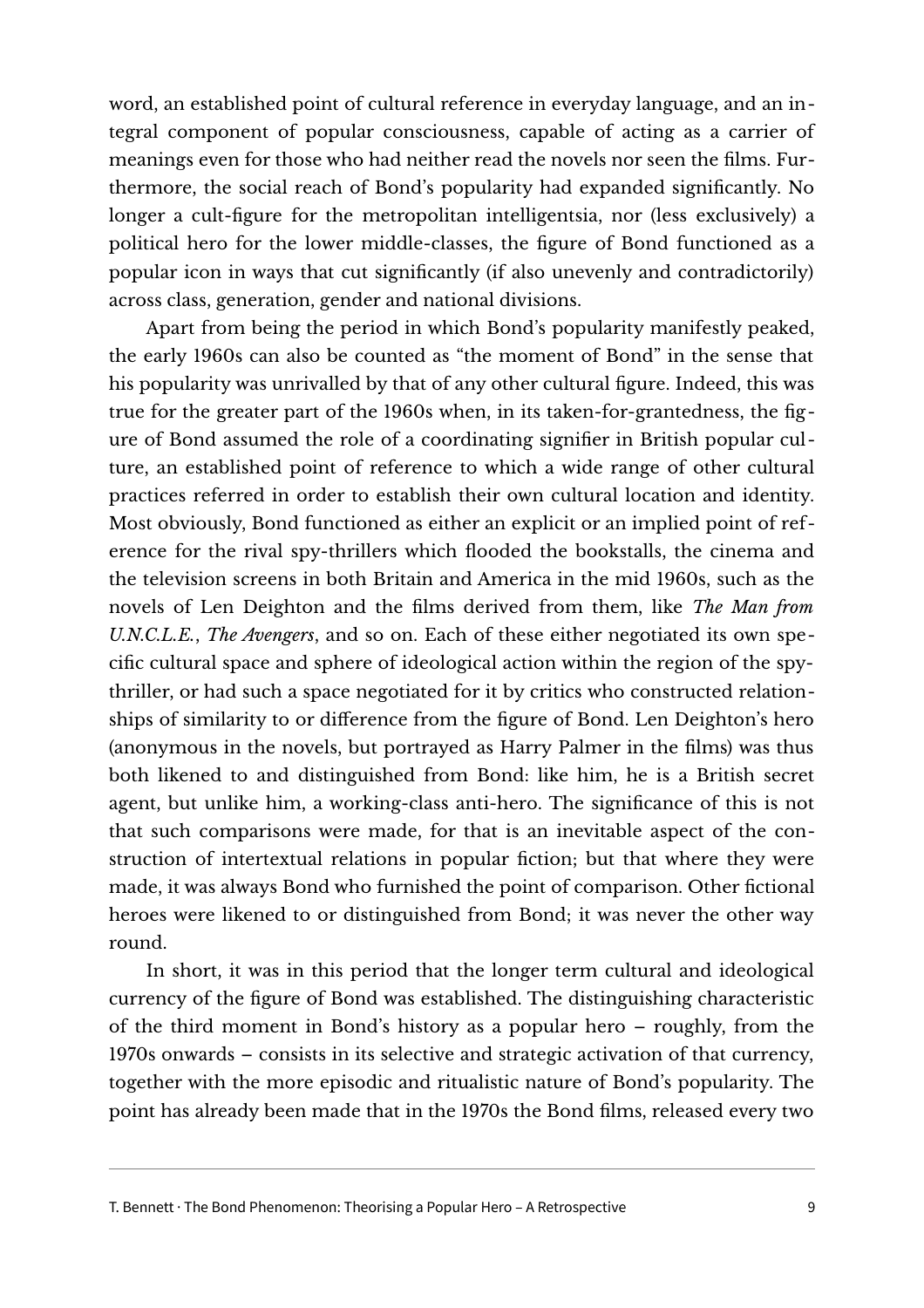word, an established point of cultural reference in everyday language, and an integral component of popular consciousness, capable of acting as a carrier of meanings even for those who had neither read the novels nor seen the films. Furthermore, the social reach of Bond's popularity had expanded significantly. No longer a cult-figure for the metropolitan intelligentsia, nor (less exclusively) a political hero for the lower middle-classes, the figure of Bond functioned as a popular icon in ways that cut significantly (if also unevenly and contradictorily) across class, generation, gender and national divisions.

Apart from being the period in which Bond's popularity manifestly peaked, the early 1960s can also be counted as "the moment of Bond" in the sense that his popularity was unrivalled by that of any other cultural figure. Indeed, this was true for the greater part of the 1960s when, in its taken-for-grantedness, the figure of Bond assumed the role of a coordinating signifier in British popular culture, an established point of reference to which a wide range of other cultural practices referred in order to establish their own cultural location and identity. Most obviously, Bond functioned as either an explicit or an implied point of reference for the rival spy-thrillers which flooded the bookstalls, the cinema and the television screens in both Britain and America in the mid 1960s, such as the novels of Len Deighton and the films derived from them, like *The Man from U.N.C.L.E.*, *The Avengers*, and so on. Each of these either negotiated its own specific cultural space and sphere of ideological action within the region of the spy-thriller, or had such a space negotiated for it by critics who constructed relationships of similarity to or difference from the figure of Bond. Len Deighton's hero (anonymous in the novels, but portrayed as Harry Palmer in the films) was thus both likened to and distinguished from Bond: like him, he is a British secret agent, but unlike him, a working-class anti-hero. The significance of this is not that such comparisons were made, for that is an inevitable aspect of the construction of intertextual relations in popular fiction; but that where they were made, it was always Bond who furnished the point of comparison. Other fictional heroes were likened to or distinguished from Bond; it was never the other way round.

In short, it was in this period that the longer term cultural and ideological currency of the figure of Bond was established. The distinguishing characteristic of the third moment in Bond's history as a popular hero – roughly, from the 1970s onwards – consists in its selective and strategic activation of that currency, together with the more episodic and ritualistic nature of Bond's popularity. The point has already been made that in the 1970s the Bond films, released every two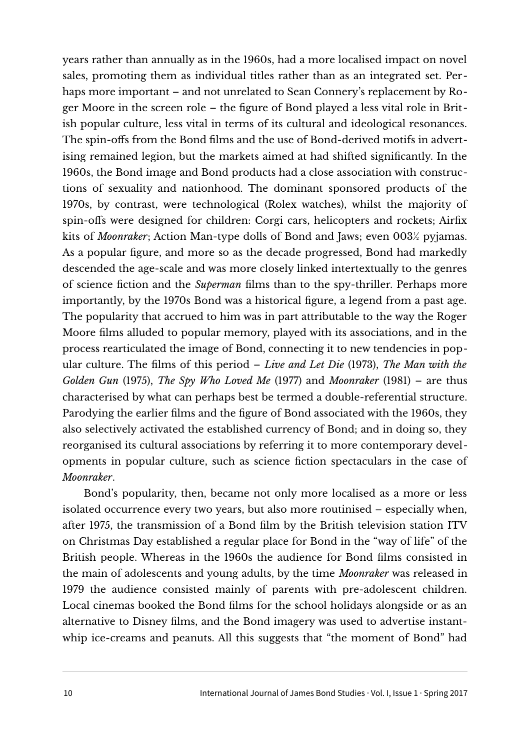years rather than annually as in the 1960s, had a more localised impact on novel sales, promoting them as individual titles rather than as an integrated set. Perhaps more important – and not unrelated to Sean Connery's replacement by Roger Moore in the screen role – the figure of Bond played a less vital role in British popular culture, less vital in terms of its cultural and ideological resonances. The spin-offs from the Bond films and the use of Bond-derived motifs in advertising remained legion, but the markets aimed at had shifted significantly. In the 1960s, the Bond image and Bond products had a close association with constructions of sexuality and nationhood. The dominant sponsored products of the 1970s, by contrast, were technological (Rolex watches), whilst the majority of spin-offs were designed for children: Corgi cars, helicopters and rockets; Airfix kits of *Moonraker*; Action Man-type dolls of Bond and Jaws; even 003½ pyjamas. As a popular figure, and more so as the decade progressed, Bond had markedly descended the age-scale and was more closely linked intertextually to the genres of science fiction and the *Superman* films than to the spy-thriller. Perhaps more importantly, by the 1970s Bond was a historical figure, a legend from a past age. The popularity that accrued to him was in part attributable to the way the Roger Moore films alluded to popular memory, played with its associations, and in the process rearticulated the image of Bond, connecting it to new tendencies in popular culture. The films of this period – *Live and Let Die* (1973), *The Man with the Golden Gun* (1975), *The Spy Who Loved Me* (1977) and *Moonraker* (1981) – are thus characterised by what can perhaps best be termed a double-referential structure. Parodying the earlier films and the figure of Bond associated with the 1960s, they also selectively activated the established currency of Bond; and in doing so, they reorganised its cultural associations by referring it to more contemporary developments in popular culture, such as science fiction spectaculars in the case of *Moonraker*.

Bond's popularity, then, became not only more localised as a more or less isolated occurrence every two years, but also more routinised – especially when, after 1975, the transmission of a Bond film by the British television station ITV on Christmas Day established a regular place for Bond in the "way of life" of the British people. Whereas in the 1960s the audience for Bond films consisted in the main of adolescents and young adults, by the time *Moonraker* was released in 1979 the audience consisted mainly of parents with pre-adolescent children. Local cinemas booked the Bond films for the school holidays alongside or as an alternative to Disney films, and the Bond imagery was used to advertise instant-whip ice-creams and peanuts. All this suggests that "the moment of Bond" had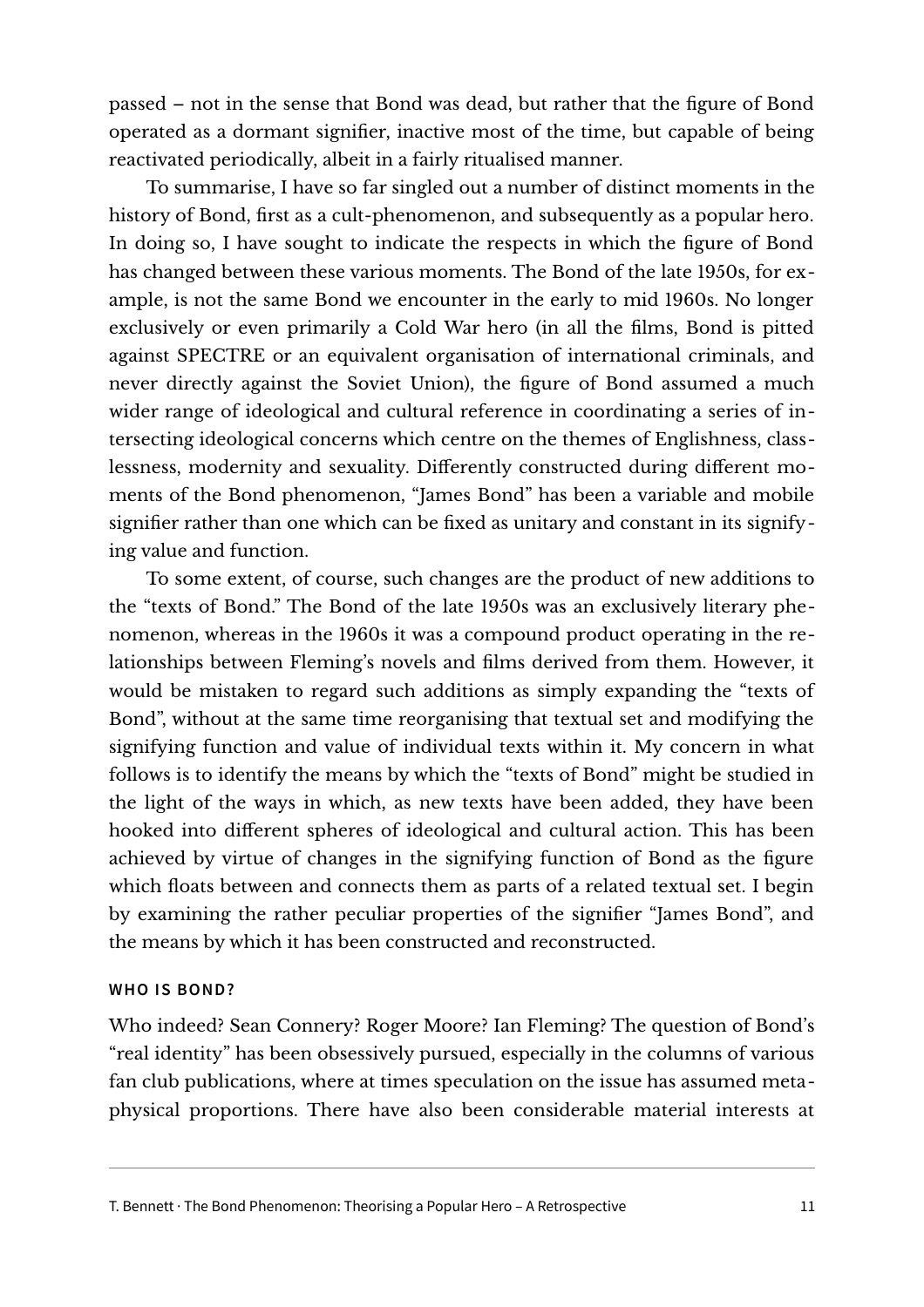passed – not in the sense that Bond was dead, but rather that the figure of Bond operated as a dormant signifier, inactive most of the time, but capable of being reactivated periodically, albeit in a fairly ritualised manner.

To summarise, I have so far singled out a number of distinct moments in the history of Bond, first as a cult-phenomenon, and subsequently as a popular hero. In doing so, I have sought to indicate the respects in which the figure of Bond has changed between these various moments. The Bond of the late 1950s, for example, is not the same Bond we encounter in the early to mid 1960s. No longer exclusively or even primarily a Cold War hero (in all the films, Bond is pitted against SPECTRE or an equivalent organisation of international criminals, and never directly against the Soviet Union), the figure of Bond assumed a much wider range of ideological and cultural reference in coordinating a series of intersecting ideological concerns which centre on the themes of Englishness, classlessness, modernity and sexuality. Differently constructed during different moments of the Bond phenomenon, "James Bond" has been a variable and mobile signifier rather than one which can be fixed as unitary and constant in its signifying value and function.

To some extent, of course, such changes are the product of new additions to the "texts of Bond." The Bond of the late 1950s was an exclusively literary phenomenon, whereas in the 1960s it was a compound product operating in the relationships between Fleming's novels and films derived from them. However, it would be mistaken to regard such additions as simply expanding the "texts of Bond", without at the same time reorganising that textual set and modifying the signifying function and value of individual texts within it. My concern in what follows is to identify the means by which the "texts of Bond" might be studied in the light of the ways in which, as new texts have been added, they have been hooked into different spheres of ideological and cultural action. This has been achieved by virtue of changes in the signifying function of Bond as the figure which floats between and connects them as parts of a related textual set. I begin by examining the rather peculiar properties of the signifier "James Bond", and the means by which it has been constructed and reconstructed.

## WHO IS BOND?

Who indeed? Sean Connery? Roger Moore? Ian Fleming? The question of Bond's "real identity" has been obsessively pursued, especially in the columns of various fan club publications, where at times speculation on the issue has assumed metaphysical proportions. There have also been considerable material interests at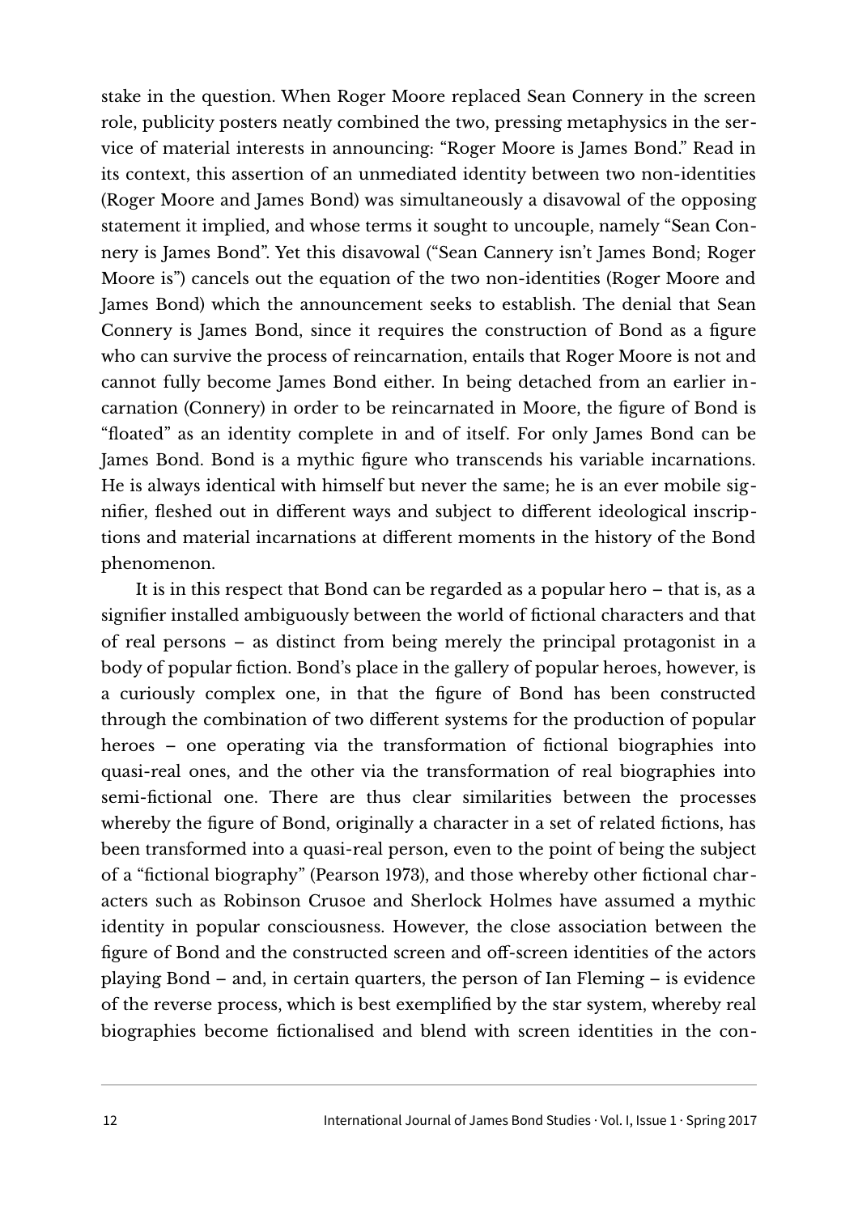stake in the question. When Roger Moore replaced Sean Connery in the screen role, publicity posters neatly combined the two, pressing metaphysics in the service of material interests in announcing: "Roger Moore is James Bond." Read in its context, this assertion of an unmediated identity between two non-identities (Roger Moore and James Bond) was simultaneously a disavowal of the opposing statement it implied, and whose terms it sought to uncouple, namely "Sean Connery is James Bond". Yet this disavowal ("Sean Cannery isn't James Bond; Roger Moore is") cancels out the equation of the two non-identities (Roger Moore and James Bond) which the announcement seeks to establish. The denial that Sean Connery is James Bond, since it requires the construction of Bond as a figure who can survive the process of reincarnation, entails that Roger Moore is not and cannot fully become James Bond either. In being detached from an earlier incarnation (Connery) in order to be reincarnated in Moore, the figure of Bond is "floated" as an identity complete in and of itself. For only James Bond can be James Bond. Bond is a mythic figure who transcends his variable incarnations. He is always identical with himself but never the same; he is an ever mobile signifier, fleshed out in different ways and subject to different ideological inscriptions and material incarnations at different moments in the history of the Bond phenomenon.

It is in this respect that Bond can be regarded as a popular hero – that is, as a signifier installed ambiguously between the world of fictional characters and that of real persons – as distinct from being merely the principal protagonist in a body of popular fiction. Bond's place in the gallery of popular heroes, however, is a curiously complex one, in that the figure of Bond has been constructed through the combination of two different systems for the production of popular heroes – one operating via the transformation of fictional biographies into quasi-real ones, and the other via the transformation of real biographies into semi-fictional one. There are thus clear similarities between the processes whereby the figure of Bond, originally a character in a set of related fictions, has been transformed into a quasi-real person, even to the point of being the subject of a "fictional biography" (Pearson 1973), and those whereby other fictional characters such as Robinson Crusoe and Sherlock Holmes have assumed a mythic identity in popular consciousness. However, the close association between the figure of Bond and the constructed screen and off-screen identities of the actors playing Bond – and, in certain quarters, the person of Ian Fleming – is evidence of the reverse process, which is best exemplified by the star system, whereby real biographies become fictionalised and blend with screen identities in the con-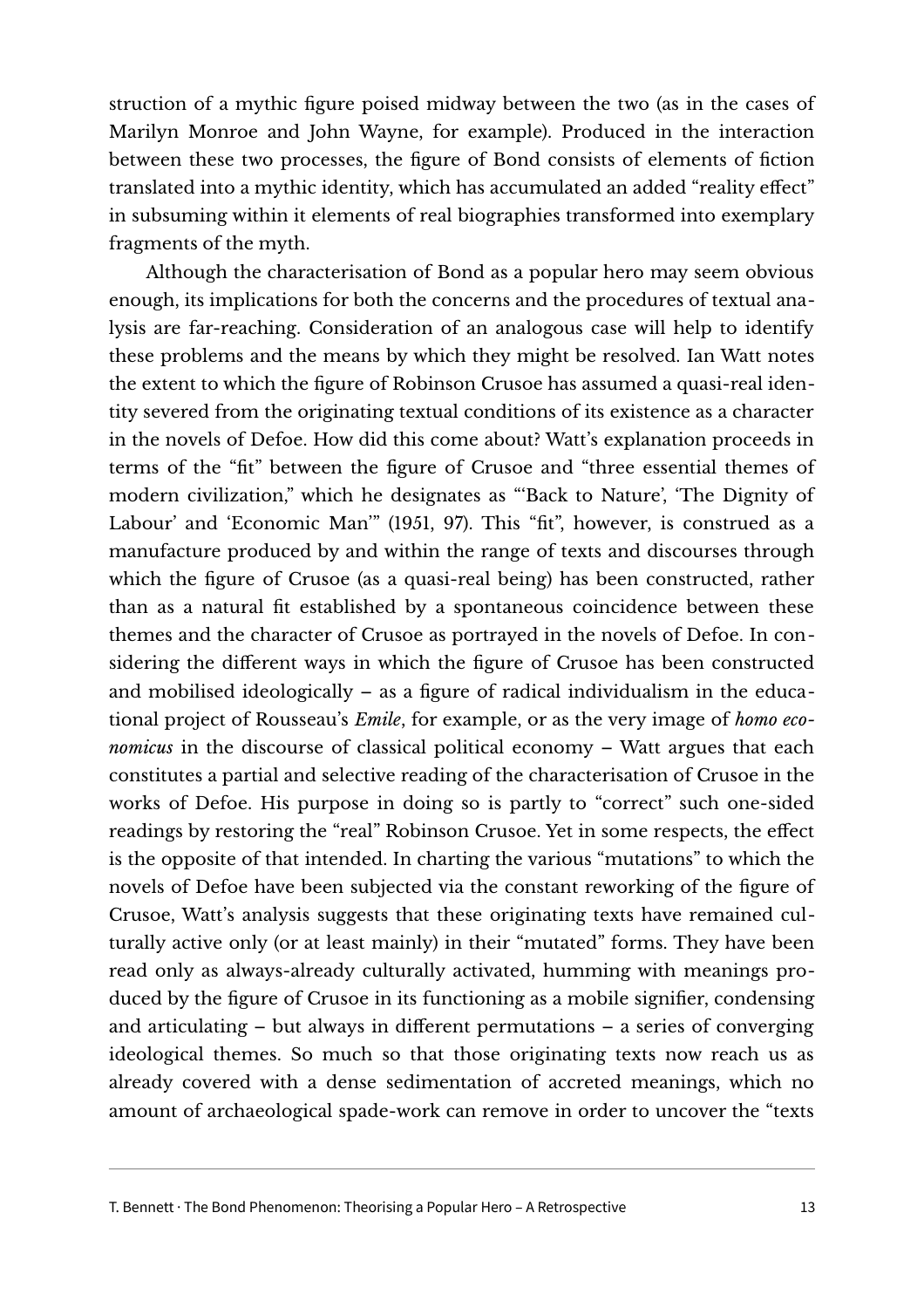struction of a mythic figure poised midway between the two (as in the cases of Marilyn Monroe and John Wayne, for example). Produced in the interaction between these two processes, the figure of Bond consists of elements of fiction translated into a mythic identity, which has accumulated an added "reality effect" in subsuming within it elements of real biographies transformed into exemplary fragments of the myth.

Although the characterisation of Bond as a popular hero may seem obvious enough, its implications for both the concerns and the procedures of textual analysis are far-reaching. Consideration of an analogous case will help to identify these problems and the means by which they might be resolved. Ian Watt notes the extent to which the figure of Robinson Crusoe has assumed a quasi-real identity severed from the originating textual conditions of its existence as a character in the novels of Defoe. How did this come about? Watt's explanation proceeds in terms of the "fit" between the figure of Crusoe and "three essential themes of modern civilization," which he designates as "'Back to Nature', 'The Dignity of Labour' and 'Economic Man'" (1951, 97). This "fit", however, is construed as a manufacture produced by and within the range of texts and discourses through which the figure of Crusoe (as a quasi-real being) has been constructed, rather than as a natural fit established by a spontaneous coincidence between these themes and the character of Crusoe as portrayed in the novels of Defoe. In considering the different ways in which the figure of Crusoe has been constructed and mobilised ideologically – as a figure of radical individualism in the educational project of Rousseau's *Emile*, for example, or as the very image of *homo economicus* in the discourse of classical political economy – Watt argues that each constitutes a partial and selective reading of the characterisation of Crusoe in the works of Defoe. His purpose in doing so is partly to "correct" such one-sided readings by restoring the "real" Robinson Crusoe. Yet in some respects, the effect is the opposite of that intended. In charting the various "mutations" to which the novels of Defoe have been subjected via the constant reworking of the figure of Crusoe, Watt's analysis suggests that these originating texts have remained culturally active only (or at least mainly) in their "mutated" forms. They have been read only as always-already culturally activated, humming with meanings produced by the figure of Crusoe in its functioning as a mobile signifier, condensing and articulating – but always in different permutations – a series of converging ideological themes. So much so that those originating texts now reach us as already covered with a dense sedimentation of accreted meanings, which no amount of archaeological spade-work can remove in order to uncover the "texts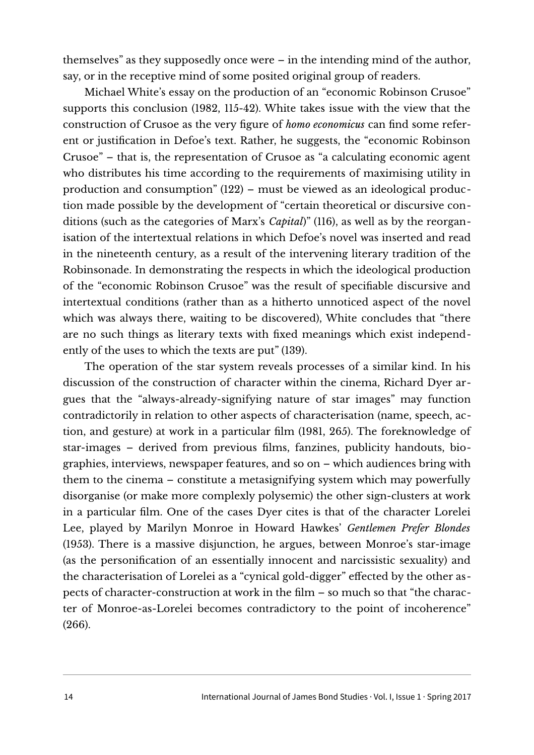themselves" as they supposedly once were – in the intending mind of the author, say, or in the receptive mind of some posited original group of readers.

Michael White's essay on the production of an "economic Robinson Crusoe" supports this conclusion (1982, 115-42). White takes issue with the view that the construction of Crusoe as the very figure of *homo economicus* can find some referent or justification in Defoe's text. Rather, he suggests, the "economic Robinson Crusoe" – that is, the representation of Crusoe as "a calculating economic agent who distributes his time according to the requirements of maximising utility in production and consumption" (122) – must be viewed as an ideological production made possible by the development of "certain theoretical or discursive conditions (such as the categories of Marx's *Capital*)" (116), as well as by the reorganisation of the intertextual relations in which Defoe's novel was inserted and read in the nineteenth century, as a result of the intervening literary tradition of the Robinsonade. In demonstrating the respects in which the ideological production of the "economic Robinson Crusoe" was the result of specifiable discursive and intertextual conditions (rather than as a hitherto unnoticed aspect of the novel which was always there, waiting to be discovered), White concludes that "there are no such things as literary texts with fixed meanings which exist independently of the uses to which the texts are put" (139).

The operation of the star system reveals processes of a similar kind. In his discussion of the construction of character within the cinema, Richard Dyer argues that the "always-already-signifying nature of star images" may function contradictorily in relation to other aspects of characterisation (name, speech, action, and gesture) at work in a particular film (1981, 265). The foreknowledge of star-images – derived from previous films, fanzines, publicity handouts, biographies, interviews, newspaper features, and so on – which audiences bring with them to the cinema – constitute a metasignifying system which may powerfully disorganise (or make more complexly polysemic) the other sign-clusters at work in a particular film. One of the cases Dyer cites is that of the character Lorelei Lee, played by Marilyn Monroe in Howard Hawkes' *Gentlemen Prefer Blondes* (1953). There is a massive disjunction, he argues, between Monroe's star-image (as the personification of an essentially innocent and narcissistic sexuality) and the characterisation of Lorelei as a "cynical gold-digger" effected by the other aspects of character-construction at work in the film – so much so that "the character of Monroe-as-Lorelei becomes contradictory to the point of incoherence" (266).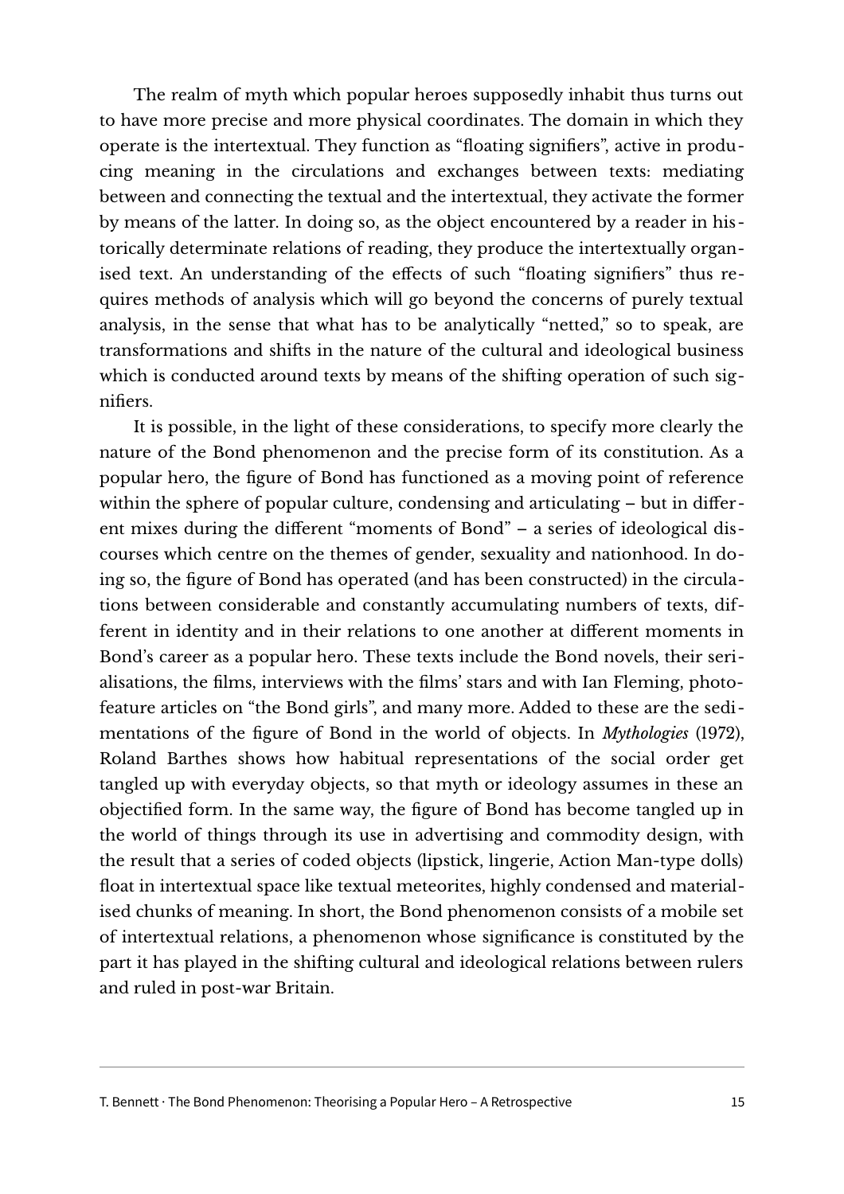The realm of myth which popular heroes supposedly inhabit thus turns out to have more precise and more physical coordinates. The domain in which they operate is the intertextual. They function as "floating signifiers", active in producing meaning in the circulations and exchanges between texts: mediating between and connecting the textual and the intertextual, they activate the former by means of the latter. In doing so, as the object encountered by a reader in historically determinate relations of reading, they produce the intertextually organised text. An understanding of the effects of such "floating signifiers" thus requires methods of analysis which will go beyond the concerns of purely textual analysis, in the sense that what has to be analytically "netted," so to speak, are transformations and shifts in the nature of the cultural and ideological business which is conducted around texts by means of the shifting operation of such signifiers.

It is possible, in the light of these considerations, to specify more clearly the nature of the Bond phenomenon and the precise form of its constitution. As a popular hero, the figure of Bond has functioned as a moving point of reference within the sphere of popular culture, condensing and articulating – but in different mixes during the different "moments of Bond" – a series of ideological discourses which centre on the themes of gender, sexuality and nationhood. In doing so, the figure of Bond has operated (and has been constructed) in the circulations between considerable and constantly accumulating numbers of texts, different in identity and in their relations to one another at different moments in Bond's career as a popular hero. These texts include the Bond novels, their serialisations, the films, interviews with the films' stars and with Ian Fleming, photo-feature articles on "the Bond girls", and many more. Added to these are the sedimentations of the figure of Bond in the world of objects. In *Mythologies* (1972), Roland Barthes shows how habitual representations of the social order get tangled up with everyday objects, so that myth or ideology assumes in these an objectified form. In the same way, the figure of Bond has become tangled up in the world of things through its use in advertising and commodity design, with the result that a series of coded objects (lipstick, lingerie, Action Man-type dolls) float in intertextual space like textual meteorites, highly condensed and materialised chunks of meaning. In short, the Bond phenomenon consists of a mobile set of intertextual relations, a phenomenon whose significance is constituted by the part it has played in the shifting cultural and ideological relations between rulers and ruled in post-war Britain.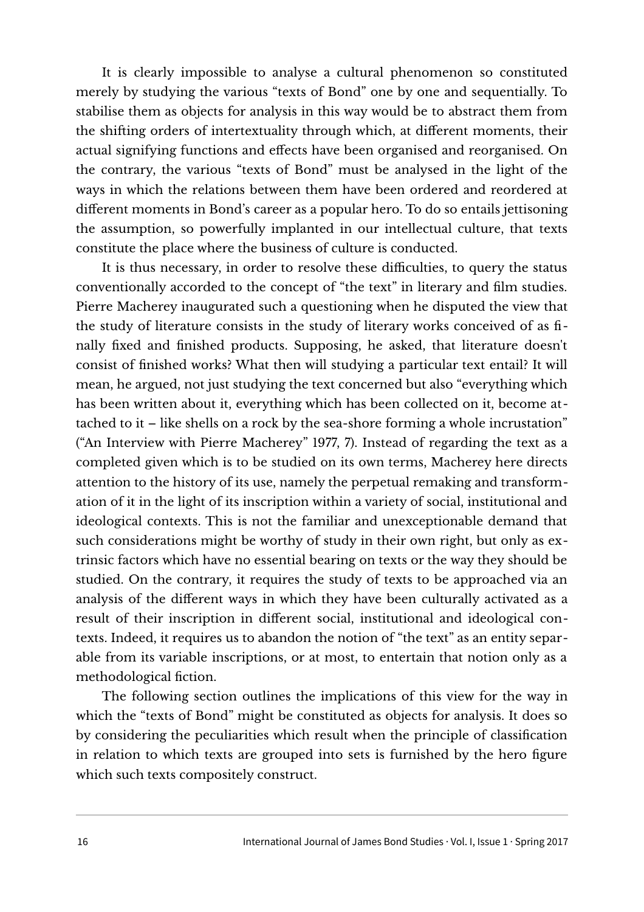It is clearly impossible to analyse a cultural phenomenon so constituted merely by studying the various "texts of Bond" one by one and sequentially. To stabilise them as objects for analysis in this way would be to abstract them from the shifting orders of intertextuality through which, at different moments, their actual signifying functions and effects have been organised and reorganised. On the contrary, the various "texts of Bond" must be analysed in the light of the ways in which the relations between them have been ordered and reordered at different moments in Bond's career as a popular hero. To do so entails jettisoning the assumption, so powerfully implanted in our intellectual culture, that texts constitute the place where the business of culture is conducted.

It is thus necessary, in order to resolve these difficulties, to query the status conventionally accorded to the concept of "the text" in literary and film studies. Pierre Macherey inaugurated such a questioning when he disputed the view that the study of literature consists in the study of literary works conceived of as finally fixed and finished products. Supposing, he asked, that literature doesn't consist of finished works? What then will studying a particular text entail? It will mean, he argued, not just studying the text concerned but also "everything which has been written about it, everything which has been collected on it, become attached to it – like shells on a rock by the sea-shore forming a whole incrustation" ("An Interview with Pierre Macherey" 1977, 7). Instead of regarding the text as a completed given which is to be studied on its own terms, Macherey here directs attention to the history of its use, namely the perpetual remaking and transformation of it in the light of its inscription within a variety of social, institutional and ideological contexts. This is not the familiar and unexceptionable demand that such considerations might be worthy of study in their own right, but only as extrinsic factors which have no essential bearing on texts or the way they should be studied. On the contrary, it requires the study of texts to be approached via an analysis of the different ways in which they have been culturally activated as a result of their inscription in different social, institutional and ideological contexts. Indeed, it requires us to abandon the notion of "the text" as an entity separable from its variable inscriptions, or at most, to entertain that notion only as a methodological fiction.

The following section outlines the implications of this view for the way in which the "texts of Bond" might be constituted as objects for analysis. It does so by considering the peculiarities which result when the principle of classification in relation to which texts are grouped into sets is furnished by the hero figure which such texts compositely construct.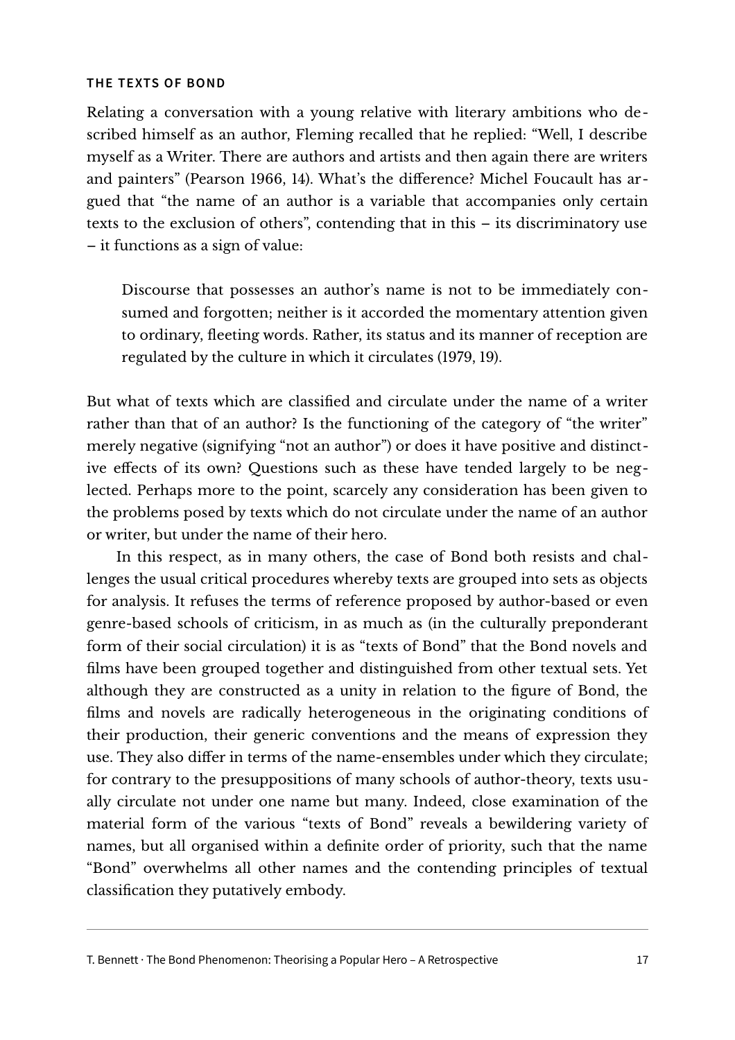## THE TEXTS OF BOND

Relating a conversation with a young relative with literary ambitions who described himself as an author, Fleming recalled that he replied: "Well, I describe myself as a Writer. There are authors and artists and then again there are writers and painters" (Pearson 1966, 14). What's the difference? Michel Foucault has argued that "the name of an author is a variable that accompanies only certain texts to the exclusion of others", contending that in this – its discriminatory use – it functions as a sign of value:

> Discourse that possesses an author's name is not to be immediately consumed and forgotten; neither is it accorded the momentary attention given to ordinary, fleeting words. Rather, its status and its manner of reception are regulated by the culture in which it circulates (1979, 19).

But what of texts which are classified and circulate under the name of a writer rather than that of an author? Is the functioning of the category of "the writer" merely negative (signifying "not an author") or does it have positive and distinctive effects of its own? Questions such as these have tended largely to be neglected. Perhaps more to the point, scarcely any consideration has been given to the problems posed by texts which do not circulate under the name of an author or writer, but under the name of their hero.

In this respect, as in many others, the case of Bond both resists and challenges the usual critical procedures whereby texts are grouped into sets as objects for analysis. It refuses the terms of reference proposed by author-based or even genre-based schools of criticism, in as much as (in the culturally preponderant form of their social circulation) it is as "texts of Bond" that the Bond novels and films have been grouped together and distinguished from other textual sets. Yet although they are constructed as a unity in relation to the figure of Bond, the films and novels are radically heterogeneous in the originating conditions of their production, their generic conventions and the means of expression they use. They also differ in terms of the name-ensembles under which they circulate; for contrary to the presuppositions of many schools of author-theory, texts usually circulate not under one name but many. Indeed, close examination of the material form of the various "texts of Bond" reveals a bewildering variety of names, but all organised within a definite order of priority, such that the name "Bond" overwhelms all other names and the contending principles of textual classification they putatively embody.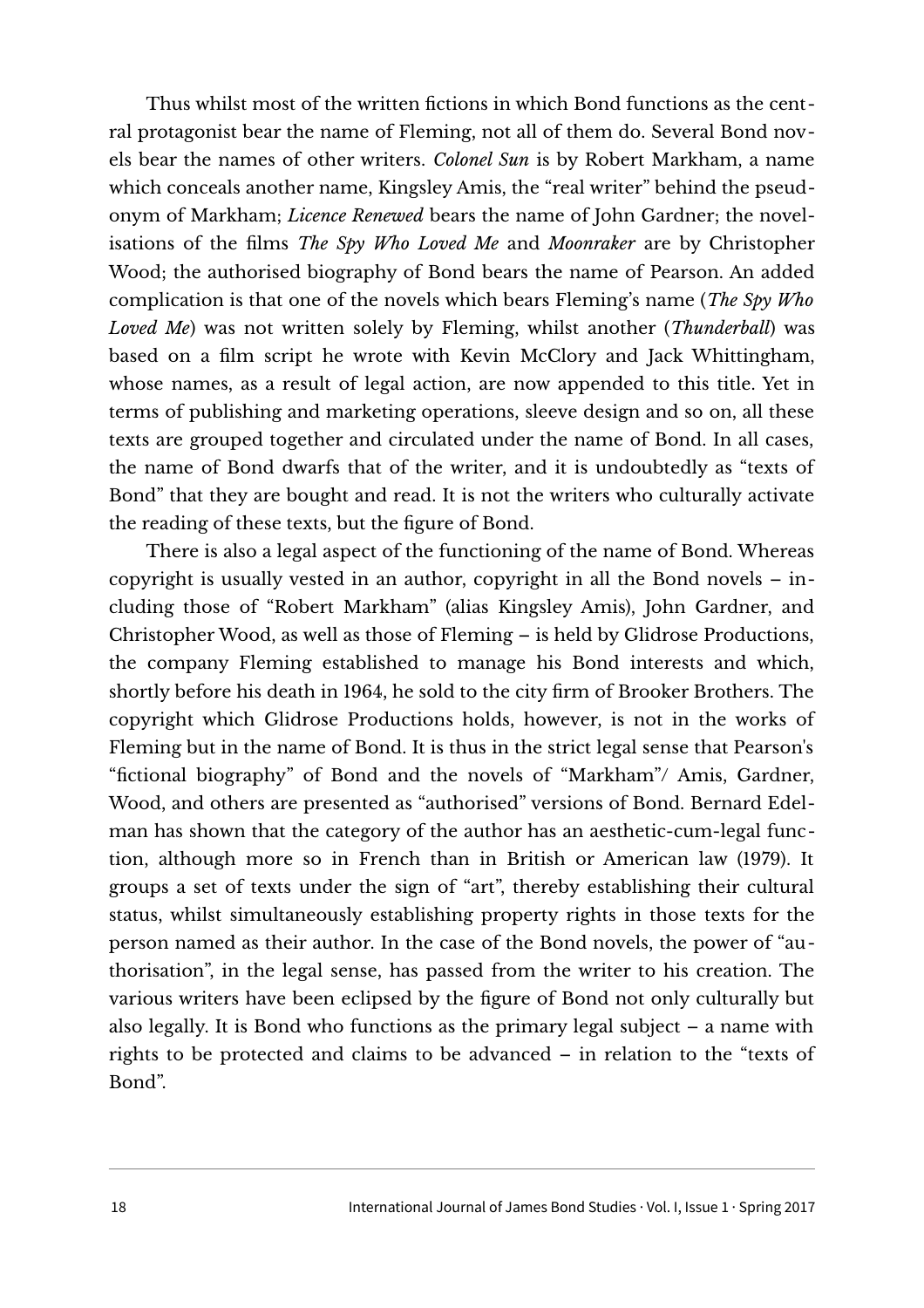Thus whilst most of the written fictions in which Bond functions as the central protagonist bear the name of Fleming, not all of them do. Several Bond novels bear the names of other writers. *Colonel Sun* is by Robert Markham, a name which conceals another name, Kingsley Amis, the "real writer" behind the pseudonym of Markham; *Licence Renewed* bears the name of John Gardner; the novelisations of the films *The Spy Who Loved Me* and *Moonraker* are by Christopher Wood; the authorised biography of Bond bears the name of Pearson. An added complication is that one of the novels which bears Fleming's name (*The Spy Who Loved Me*) was not written solely by Fleming, whilst another (*Thunderball*) was based on a film script he wrote with Kevin McClory and Jack Whittingham, whose names, as a result of legal action, are now appended to this title. Yet in terms of publishing and marketing operations, sleeve design and so on, all these texts are grouped together and circulated under the name of Bond. In all cases, the name of Bond dwarfs that of the writer, and it is undoubtedly as "texts of Bond" that they are bought and read. It is not the writers who culturally activate the reading of these texts, but the figure of Bond.

There is also a legal aspect of the functioning of the name of Bond. Whereas copyright is usually vested in an author, copyright in all the Bond novels – including those of "Robert Markham" (alias Kingsley Amis), John Gardner, and Christopher Wood, as well as those of Fleming – is held by Glidrose Productions, the company Fleming established to manage his Bond interests and which, shortly before his death in 1964, he sold to the city firm of Brooker Brothers. The copyright which Glidrose Productions holds, however, is not in the works of Fleming but in the name of Bond. It is thus in the strict legal sense that Pearson's "fictional biography" of Bond and the novels of "Markham"/ Amis, Gardner, Wood, and others are presented as "authorised" versions of Bond. Bernard Edelman has shown that the category of the author has an aesthetic-cum-legal function, although more so in French than in British or American law (1979). It groups a set of texts under the sign of "art", thereby establishing their cultural status, whilst simultaneously establishing property rights in those texts for the person named as their author. In the case of the Bond novels, the power of "authorisation", in the legal sense, has passed from the writer to his creation. The various writers have been eclipsed by the figure of Bond not only culturally but also legally. It is Bond who functions as the primary legal subject – a name with rights to be protected and claims to be advanced – in relation to the "texts of Bond".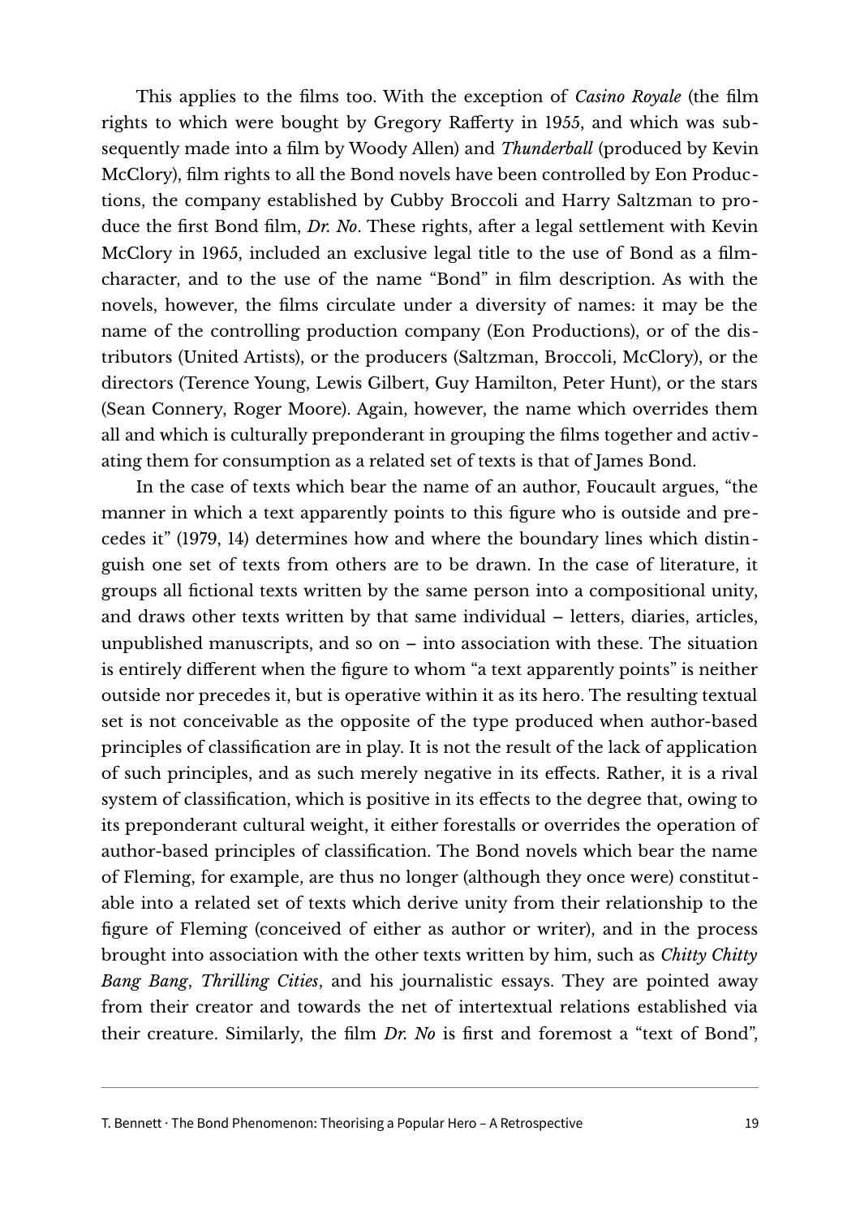This applies to the films too. With the exception of *Casino Royale* (the film rights to which were bought by Gregory Rafferty in 1955, and which was subsequently made into a film by Woody Allen) and *Thunderball* (produced by Kevin McClory), film rights to all the Bond novels have been controlled by Eon Productions, the company established by Cubby Broccoli and Harry Saltzman to produce the first Bond film, *Dr. No*. These rights, after a legal settlement with Kevin McClory in 1965, included an exclusive legal title to the use of Bond as a film-character, and to the use of the name "Bond" in film description. As with the novels, however, the films circulate under a diversity of names: it may be the name of the controlling production company (Eon Productions), or of the distributors (United Artists), or the producers (Saltzman, Broccoli, McClory), or the directors (Terence Young, Lewis Gilbert, Guy Hamilton, Peter Hunt), or the stars (Sean Connery, Roger Moore). Again, however, the name which overrides them all and which is culturally preponderant in grouping the films together and activating them for consumption as a related set of texts is that of James Bond.

In the case of texts which bear the name of an author, Foucault argues, "the manner in which a text apparently points to this figure who is outside and precedes it" (1979, 14) determines how and where the boundary lines which distinguish one set of texts from others are to be drawn. In the case of literature, it groups all fictional texts written by the same person into a compositional unity, and draws other texts written by that same individual – letters, diaries, articles, unpublished manuscripts, and so on – into association with these. The situation is entirely different when the figure to whom "a text apparently points" is neither outside nor precedes it, but is operative within it as its hero. The resulting textual set is not conceivable as the opposite of the type produced when author-based principles of classification are in play. It is not the result of the lack of application of such principles, and as such merely negative in its effects. Rather, it is a rival system of classification, which is positive in its effects to the degree that, owing to its preponderant cultural weight, it either forestalls or overrides the operation of author-based principles of classification. The Bond novels which bear the name of Fleming, for example, are thus no longer (although they once were) constitutable into a related set of texts which derive unity from their relationship to the figure of Fleming (conceived of either as author or writer), and in the process brought into association with the other texts written by him, such as *Chitty Chitty Bang Bang*, *Thrilling Cities*, and his journalistic essays. They are pointed away from their creator and towards the net of intertextual relations established via their creature. Similarly, the film *Dr. No* is first and foremost a "text of Bond",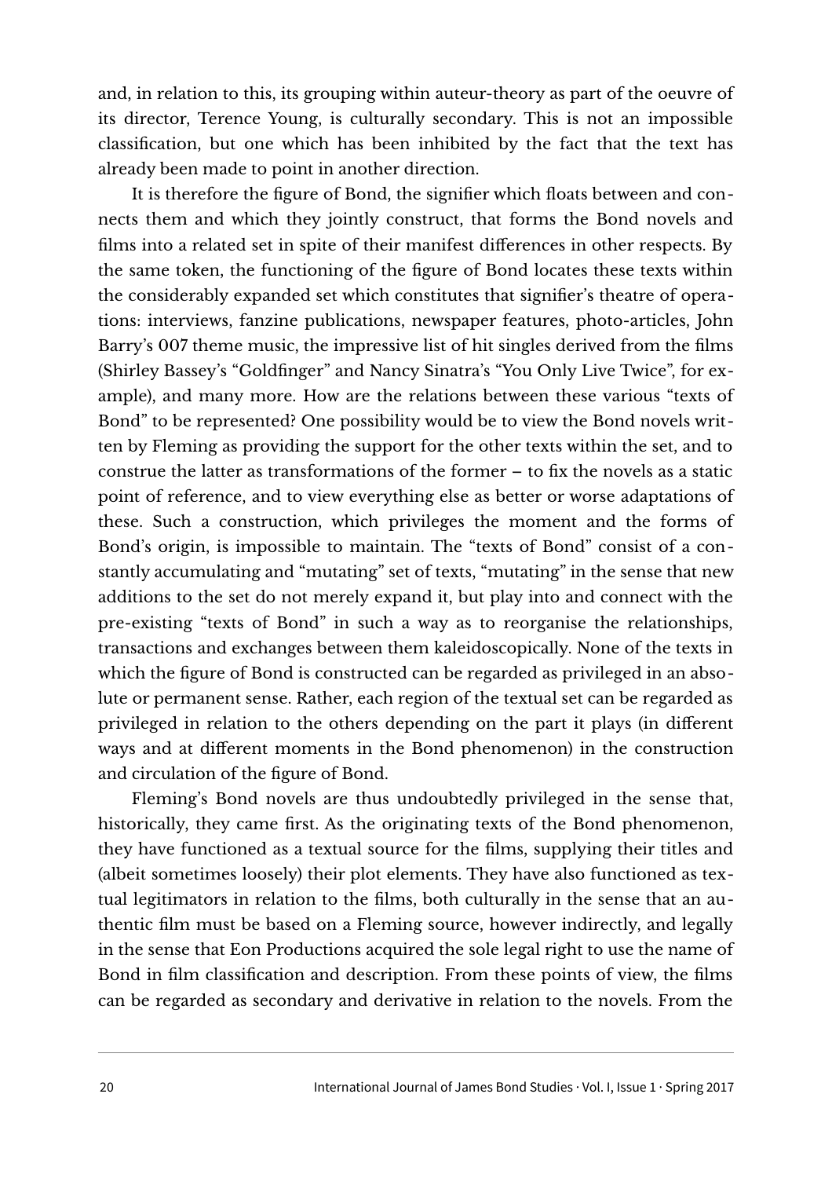and, in relation to this, its grouping within auteur-theory as part of the oeuvre of its director, Terence Young, is culturally secondary. This is not an impossible classification, but one which has been inhibited by the fact that the text has already been made to point in another direction.

It is therefore the figure of Bond, the signifier which floats between and connects them and which they jointly construct, that forms the Bond novels and films into a related set in spite of their manifest differences in other respects. By the same token, the functioning of the figure of Bond locates these texts within the considerably expanded set which constitutes that signifier's theatre of operations: interviews, fanzine publications, newspaper features, photo-articles, John Barry's 007 theme music, the impressive list of hit singles derived from the films (Shirley Bassey's "Goldfinger" and Nancy Sinatra's "You Only Live Twice", for example), and many more. How are the relations between these various "texts of Bond" to be represented? One possibility would be to view the Bond novels written by Fleming as providing the support for the other texts within the set, and to construe the latter as transformations of the former – to fix the novels as a static point of reference, and to view everything else as better or worse adaptations of these. Such a construction, which privileges the moment and the forms of Bond's origin, is impossible to maintain. The "texts of Bond" consist of a constantly accumulating and "mutating" set of texts, "mutating" in the sense that new additions to the set do not merely expand it, but play into and connect with the pre-existing "texts of Bond" in such a way as to reorganise the relationships, transactions and exchanges between them kaleidoscopically. None of the texts in which the figure of Bond is constructed can be regarded as privileged in an absolute or permanent sense. Rather, each region of the textual set can be regarded as privileged in relation to the others depending on the part it plays (in different ways and at different moments in the Bond phenomenon) in the construction and circulation of the figure of Bond.

Fleming's Bond novels are thus undoubtedly privileged in the sense that, historically, they came first. As the originating texts of the Bond phenomenon, they have functioned as a textual source for the films, supplying their titles and (albeit sometimes loosely) their plot elements. They have also functioned as textual legitimators in relation to the films, both culturally in the sense that an authentic film must be based on a Fleming source, however indirectly, and legally in the sense that Eon Productions acquired the sole legal right to use the name of Bond in film classification and description. From these points of view, the films can be regarded as secondary and derivative in relation to the novels. From the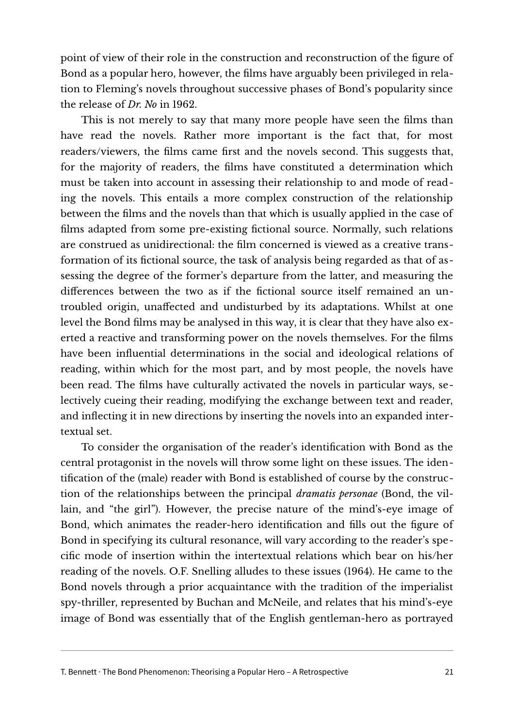point of view of their role in the construction and reconstruction of the figure of Bond as a popular hero, however, the films have arguably been privileged in relation to Fleming's novels throughout successive phases of Bond's popularity since the release of *Dr. No* in 1962.

This is not merely to say that many more people have seen the films than have read the novels. Rather more important is the fact that, for most readers/viewers, the films came first and the novels second. This suggests that, for the majority of readers, the films have constituted a determination which must be taken into account in assessing their relationship to and mode of reading the novels. This entails a more complex construction of the relationship between the films and the novels than that which is usually applied in the case of films adapted from some pre-existing fictional source. Normally, such relations are construed as unidirectional: the film concerned is viewed as a creative transformation of its fictional source, the task of analysis being regarded as that of assessing the degree of the former's departure from the latter, and measuring the differences between the two as if the fictional source itself remained an untroubled origin, unaffected and undisturbed by its adaptations. Whilst at one level the Bond films may be analysed in this way, it is clear that they have also exerted a reactive and transforming power on the novels themselves. For the films have been influential determinations in the social and ideological relations of reading, within which for the most part, and by most people, the novels have been read. The films have culturally activated the novels in particular ways, selectively cueing their reading, modifying the exchange between text and reader, and inflecting it in new directions by inserting the novels into an expanded intertextual set.

To consider the organisation of the reader's identification with Bond as the central protagonist in the novels will throw some light on these issues. The identification of the (male) reader with Bond is established of course by the construction of the relationships between the principal *dramatis personae* (Bond, the villain, and "the girl"). However, the precise nature of the mind's-eye image of Bond, which animates the reader-hero identification and fills out the figure of Bond in specifying its cultural resonance, will vary according to the reader's specific mode of insertion within the intertextual relations which bear on his/her reading of the novels. O.F. Snelling alludes to these issues (1964). He came to the Bond novels through a prior acquaintance with the tradition of the imperialist spy-thriller, represented by Buchan and McNeile, and relates that his mind's-eye image of Bond was essentially that of the English gentleman-hero as portrayed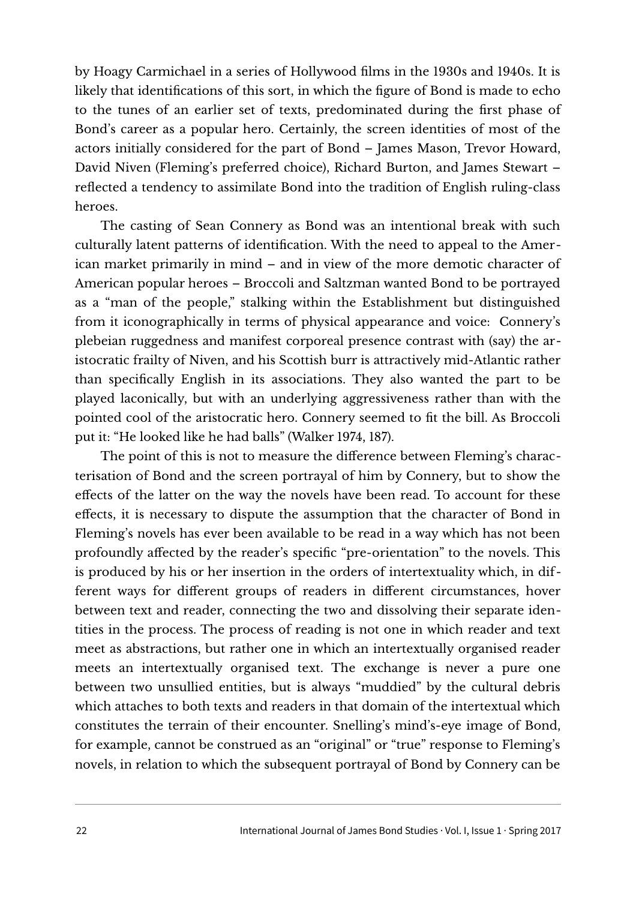by Hoagy Carmichael in a series of Hollywood films in the 1930s and 1940s. It is likely that identifications of this sort, in which the figure of Bond is made to echo to the tunes of an earlier set of texts, predominated during the first phase of Bond's career as a popular hero. Certainly, the screen identities of most of the actors initially considered for the part of Bond – James Mason, Trevor Howard, David Niven (Fleming's preferred choice), Richard Burton, and James Stewart – reflected a tendency to assimilate Bond into the tradition of English ruling-class heroes.

The casting of Sean Connery as Bond was an intentional break with such culturally latent patterns of identification. With the need to appeal to the American market primarily in mind – and in view of the more demotic character of American popular heroes – Broccoli and Saltzman wanted Bond to be portrayed as a "man of the people," stalking within the Establishment but distinguished from it iconographically in terms of physical appearance and voice: Connery's plebeian ruggedness and manifest corporeal presence contrast with (say) the aristocratic frailty of Niven, and his Scottish burr is attractively mid-Atlantic rather than specifically English in its associations. They also wanted the part to be played laconically, but with an underlying aggressiveness rather than with the pointed cool of the aristocratic hero. Connery seemed to fit the bill. As Broccoli put it: "He looked like he had balls" (Walker 1974, 187).

The point of this is not to measure the difference between Fleming's characterisation of Bond and the screen portrayal of him by Connery, but to show the effects of the latter on the way the novels have been read. To account for these effects, it is necessary to dispute the assumption that the character of Bond in Fleming's novels has ever been available to be read in a way which has not been profoundly affected by the reader's specific "pre-orientation" to the novels. This is produced by his or her insertion in the orders of intertextuality which, in different ways for different groups of readers in different circumstances, hover between text and reader, connecting the two and dissolving their separate identities in the process. The process of reading is not one in which reader and text meet as abstractions, but rather one in which an intertextually organised reader meets an intertextually organised text. The exchange is never a pure one between two unsullied entities, but is always "muddied" by the cultural debris which attaches to both texts and readers in that domain of the intertextual which constitutes the terrain of their encounter. Snelling's mind's-eye image of Bond, for example, cannot be construed as an "original" or "true" response to Fleming's novels, in relation to which the subsequent portrayal of Bond by Connery can be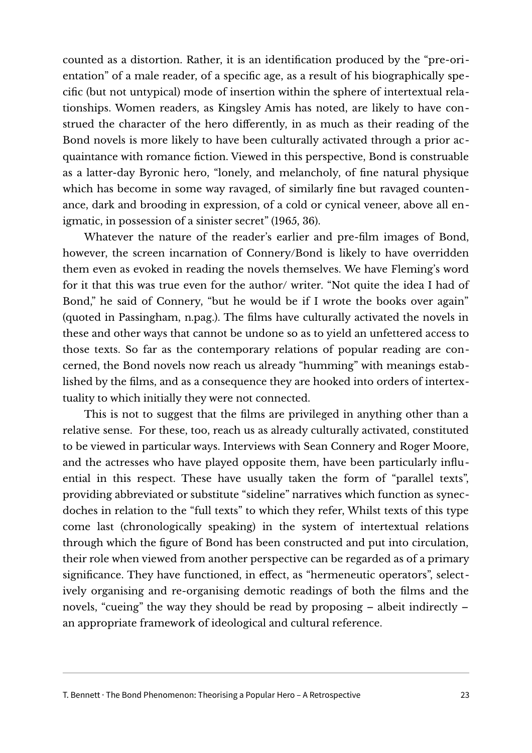counted as a distortion. Rather, it is an identification produced by the "pre-orientation" of a male reader, of a specific age, as a result of his biographically specific (but not untypical) mode of insertion within the sphere of intertextual relationships. Women readers, as Kingsley Amis has noted, are likely to have construed the character of the hero differently, in as much as their reading of the Bond novels is more likely to have been culturally activated through a prior acquaintance with romance fiction. Viewed in this perspective, Bond is construable as a latter-day Byronic hero, "lonely, and melancholy, of fine natural physique which has become in some way ravaged, of similarly fine but ravaged countenance, dark and brooding in expression, of a cold or cynical veneer, above all enigmatic, in possession of a sinister secret" (1965, 36).

Whatever the nature of the reader's earlier and pre-film images of Bond, however, the screen incarnation of Connery/Bond is likely to have overridden them even as evoked in reading the novels themselves. We have Fleming's word for it that this was true even for the author/ writer. "Not quite the idea I had of Bond," he said of Connery, "but he would be if I wrote the books over again" (quoted in Passingham, n.pag.). The films have culturally activated the novels in these and other ways that cannot be undone so as to yield an unfettered access to those texts. So far as the contemporary relations of popular reading are concerned, the Bond novels now reach us already "humming" with meanings established by the films, and as a consequence they are hooked into orders of intertextuality to which initially they were not connected.

This is not to suggest that the films are privileged in anything other than a relative sense. For these, too, reach us as already culturally activated, constituted to be viewed in particular ways. Interviews with Sean Connery and Roger Moore, and the actresses who have played opposite them, have been particularly influential in this respect. These have usually taken the form of "parallel texts", providing abbreviated or substitute "sideline" narratives which function as synecdoches in relation to the "full texts" to which they refer, Whilst texts of this type come last (chronologically speaking) in the system of intertextual relations through which the figure of Bond has been constructed and put into circulation, their role when viewed from another perspective can be regarded as of a primary significance. They have functioned, in effect, as "hermeneutic operators", selectively organising and re-organising demotic readings of both the films and the novels, "cueing" the way they should be read by proposing – albeit indirectly – an appropriate framework of ideological and cultural reference.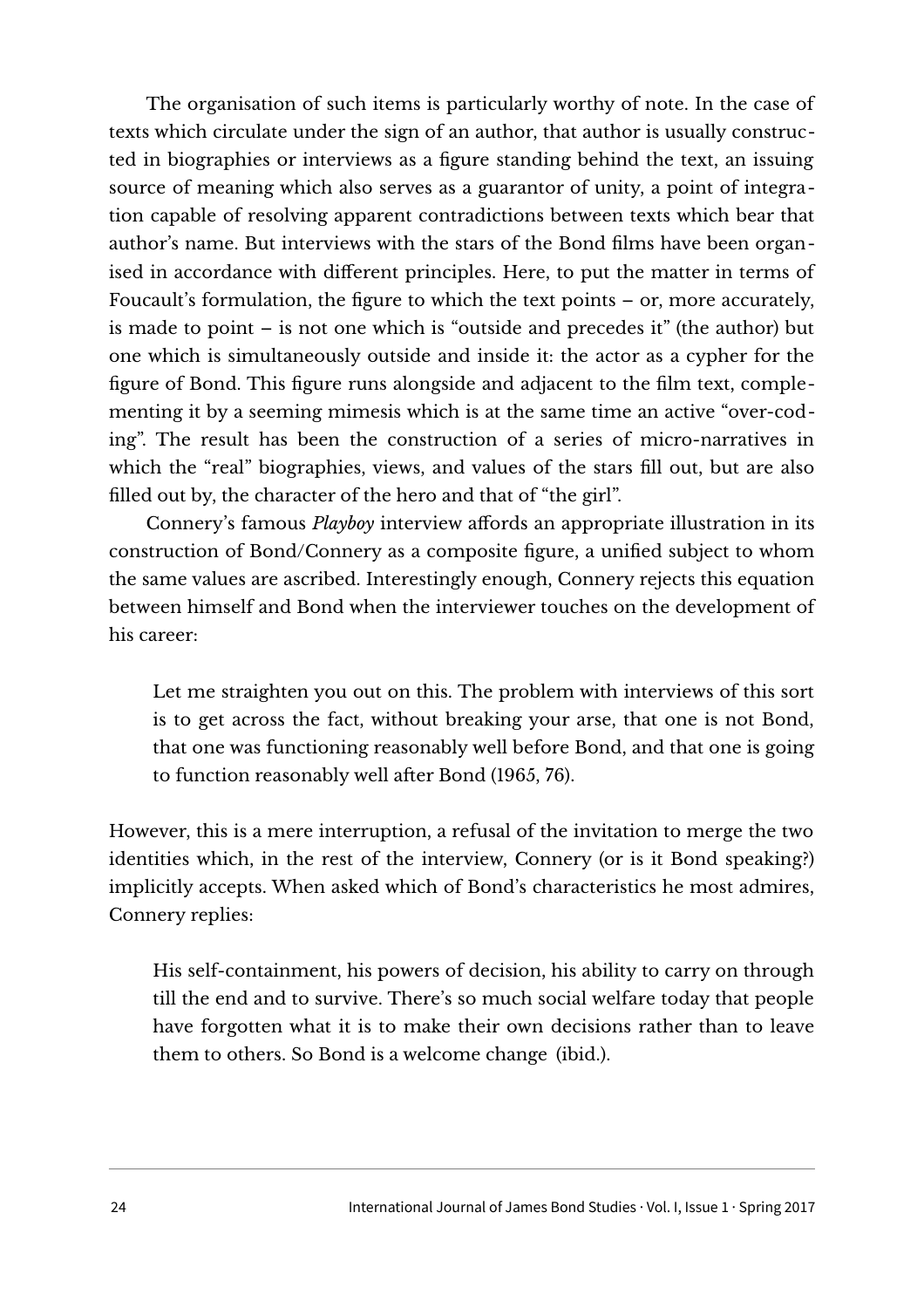The organisation of such items is particularly worthy of note. In the case of texts which circulate under the sign of an author, that author is usually constructed in biographies or interviews as a figure standing behind the text, an issuing source of meaning which also serves as a guarantor of unity, a point of integration capable of resolving apparent contradictions between texts which bear that author's name. But interviews with the stars of the Bond films have been organised in accordance with different principles. Here, to put the matter in terms of Foucault's formulation, the figure to which the text points – or, more accurately, is made to point – is not one which is "outside and precedes it" (the author) but one which is simultaneously outside and inside it: the actor as a cypher for the figure of Bond. This figure runs alongside and adjacent to the film text, complementing it by a seeming mimesis which is at the same time an active "over-coding". The result has been the construction of a series of micro-narratives in which the "real" biographies, views, and values of the stars fill out, but are also filled out by, the character of the hero and that of "the girl".

Connery's famous *Playboy* interview affords an appropriate illustration in its construction of Bond/Connery as a composite figure, a unified subject to whom the same values are ascribed. Interestingly enough, Connery rejects this equation between himself and Bond when the interviewer touches on the development of his career:

> Let me straighten you out on this. The problem with interviews of this sort is to get across the fact, without breaking your arse, that one is not Bond, that one was functioning reasonably well before Bond, and that one is going to function reasonably well after Bond (1965, 76).

However, this is a mere interruption, a refusal of the invitation to merge the two identities which, in the rest of the interview, Connery (or is it Bond speaking?) implicitly accepts. When asked which of Bond's characteristics he most admires, Connery replies:

> His self-containment, his powers of decision, his ability to carry on through till the end and to survive. There's so much social welfare today that people have forgotten what it is to make their own decisions rather than to leave them to others. So Bond is a welcome change (ibid.).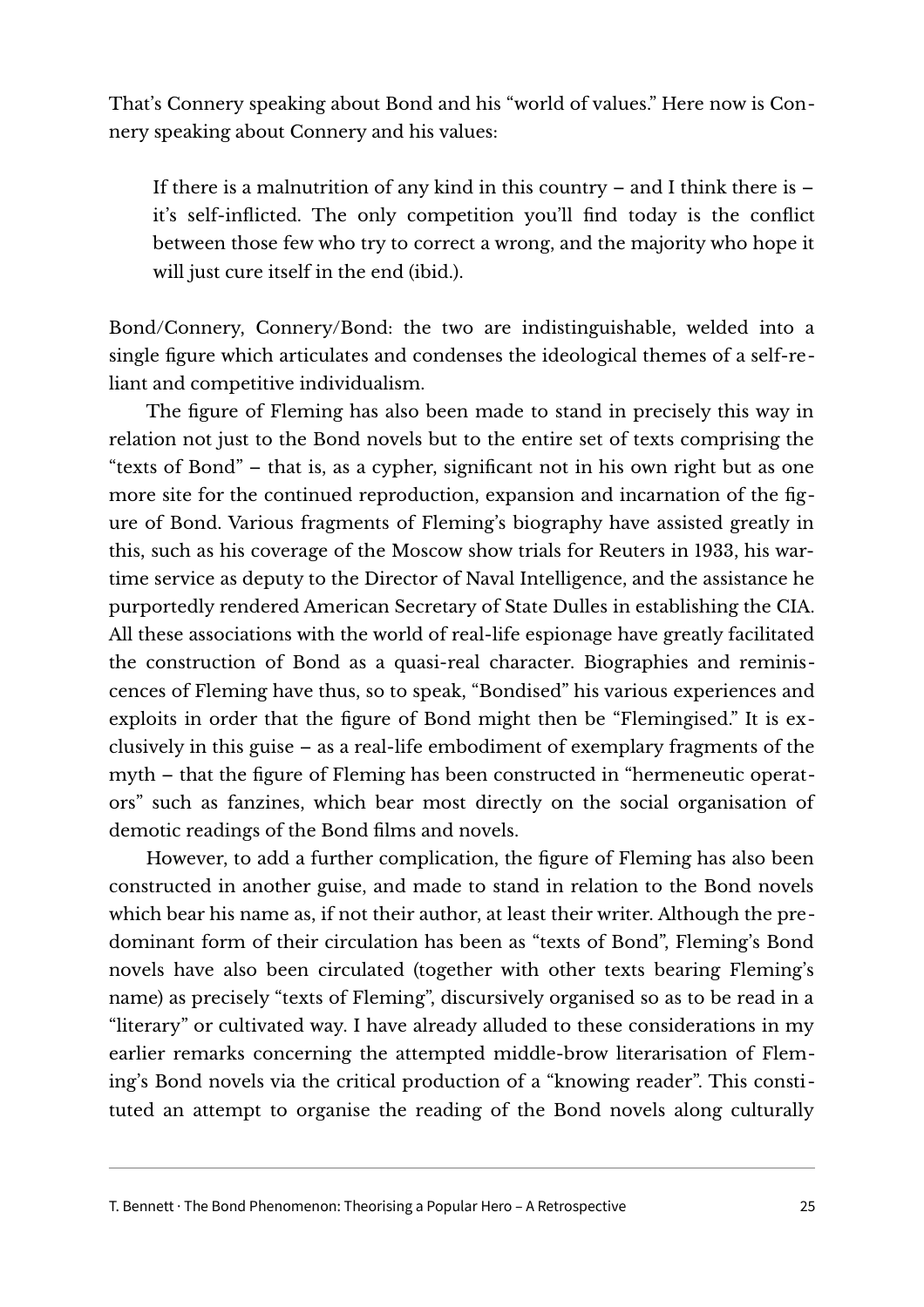That's Connery speaking about Bond and his "world of values." Here now is Connery speaking about Connery and his values:

> If there is a malnutrition of any kind in this country – and I think there is – it's self-inflicted. The only competition you'll find today is the conflict between those few who try to correct a wrong, and the majority who hope it will just cure itself in the end (ibid.).

Bond/Connery, Connery/Bond: the two are indistinguishable, welded into a single figure which articulates and condenses the ideological themes of a self-reliant and competitive individualism.

The figure of Fleming has also been made to stand in precisely this way in relation not just to the Bond novels but to the entire set of texts comprising the "texts of Bond" – that is, as a cypher, significant not in his own right but as one more site for the continued reproduction, expansion and incarnation of the figure of Bond. Various fragments of Fleming's biography have assisted greatly in this, such as his coverage of the Moscow show trials for Reuters in 1933, his wartime service as deputy to the Director of Naval Intelligence, and the assistance he purportedly rendered American Secretary of State Dulles in establishing the CIA. All these associations with the world of real-life espionage have greatly facilitated the construction of Bond as a quasi-real character. Biographies and reminiscences of Fleming have thus, so to speak, "Bondised" his various experiences and exploits in order that the figure of Bond might then be "Flemingised." It is exclusively in this guise – as a real-life embodiment of exemplary fragments of the myth – that the figure of Fleming has been constructed in "hermeneutic operators" such as fanzines, which bear most directly on the social organisation of demotic readings of the Bond films and novels.

However, to add a further complication, the figure of Fleming has also been constructed in another guise, and made to stand in relation to the Bond novels which bear his name as, if not their author, at least their writer. Although the predominant form of their circulation has been as "texts of Bond", Fleming's Bond novels have also been circulated (together with other texts bearing Fleming's name) as precisely "texts of Fleming", discursively organised so as to be read in a "literary" or cultivated way. I have already alluded to these considerations in my earlier remarks concerning the attempted middle-brow literarisation of Fleming's Bond novels via the critical production of a "knowing reader". This constituted an attempt to organise the reading of the Bond novels along culturally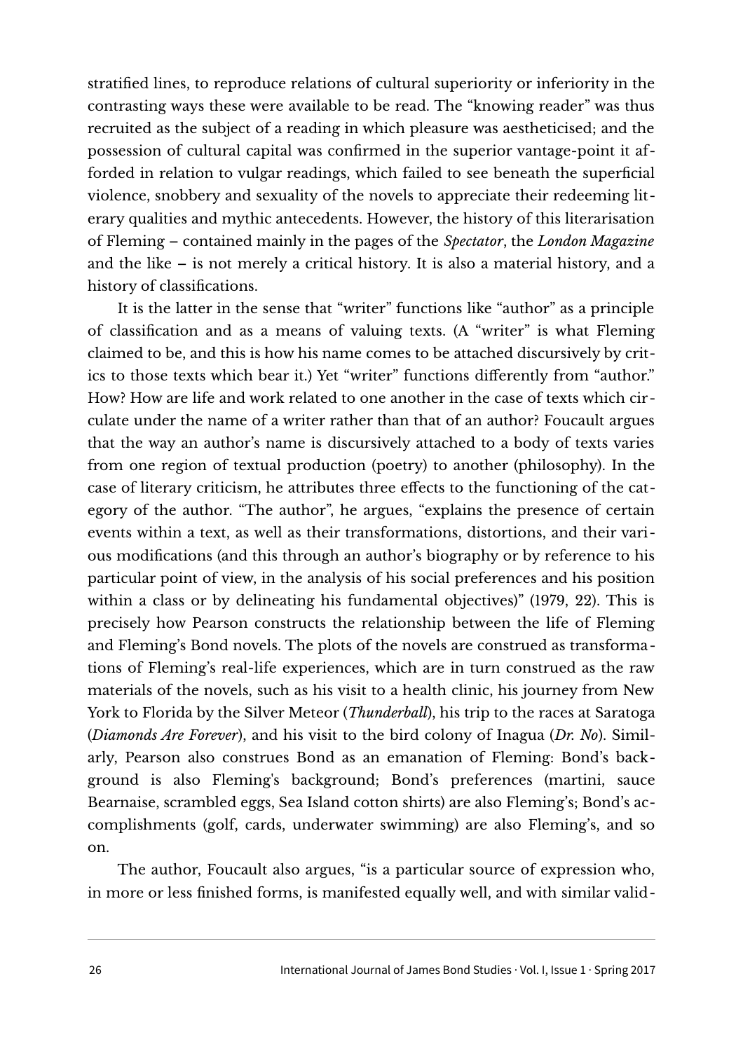stratified lines, to reproduce relations of cultural superiority or inferiority in the contrasting ways these were available to be read. The "knowing reader" was thus recruited as the subject of a reading in which pleasure was aestheticised; and the possession of cultural capital was confirmed in the superior vantage-point it afforded in relation to vulgar readings, which failed to see beneath the superficial violence, snobbery and sexuality of the novels to appreciate their redeeming literary qualities and mythic antecedents. However, the history of this literarisation of Fleming – contained mainly in the pages of the *Spectator*, the *London Magazine* and the like – is not merely a critical history. It is also a material history, and a history of classifications.

It is the latter in the sense that "writer" functions like "author" as a principle of classification and as a means of valuing texts. (A "writer" is what Fleming claimed to be, and this is how his name comes to be attached discursively by critics to those texts which bear it.) Yet "writer" functions differently from "author." How? How are life and work related to one another in the case of texts which circulate under the name of a writer rather than that of an author? Foucault argues that the way an author's name is discursively attached to a body of texts varies from one region of textual production (poetry) to another (philosophy). In the case of literary criticism, he attributes three effects to the functioning of the category of the author. "The author", he argues, "explains the presence of certain events within a text, as well as their transformations, distortions, and their various modifications (and this through an author's biography or by reference to his particular point of view, in the analysis of his social preferences and his position within a class or by delineating his fundamental objectives)" (1979, 22). This is precisely how Pearson constructs the relationship between the life of Fleming and Fleming's Bond novels. The plots of the novels are construed as transformations of Fleming's real-life experiences, which are in turn construed as the raw materials of the novels, such as his visit to a health clinic, his journey from New York to Florida by the Silver Meteor (*Thunderball*), his trip to the races at Saratoga (*Diamonds Are Forever*), and his visit to the bird colony of Inagua (*Dr. No*). Similarly, Pearson also construes Bond as an emanation of Fleming: Bond's background is also Fleming's background; Bond's preferences (martini, sauce Bearnaise, scrambled eggs, Sea Island cotton shirts) are also Fleming's; Bond's accomplishments (golf, cards, underwater swimming) are also Fleming's, and so on.

The author, Foucault also argues, "is a particular source of expression who, in more or less finished forms, is manifested equally well, and with similar valid-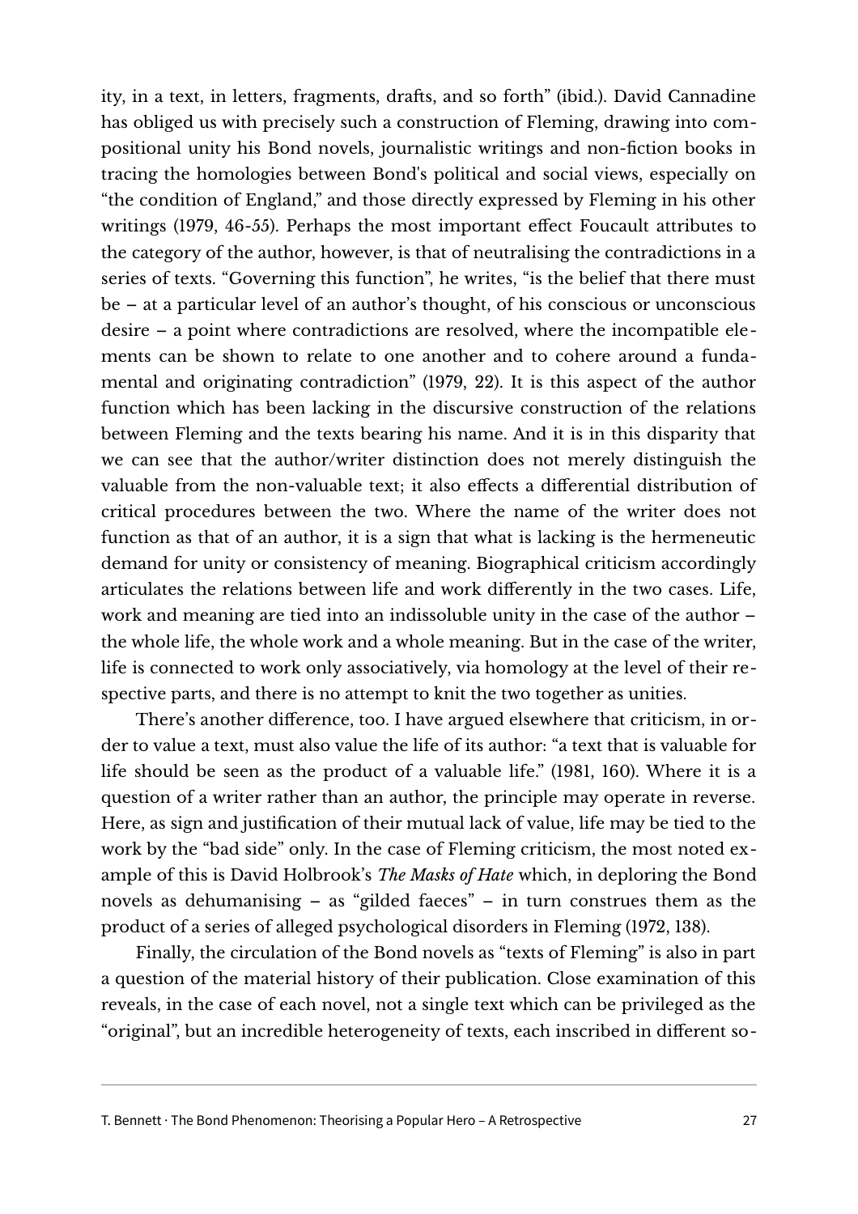ity, in a text, in letters, fragments, drafts, and so forth" (ibid.). David Cannadine has obliged us with precisely such a construction of Fleming, drawing into compositional unity his Bond novels, journalistic writings and non-fiction books in tracing the homologies between Bond's political and social views, especially on "the condition of England," and those directly expressed by Fleming in his other writings (1979, 46-55). Perhaps the most important effect Foucault attributes to the category of the author, however, is that of neutralising the contradictions in a series of texts. "Governing this function", he writes, "is the belief that there must be – at a particular level of an author's thought, of his conscious or unconscious desire – a point where contradictions are resolved, where the incompatible elements can be shown to relate to one another and to cohere around a fundamental and originating contradiction" (1979, 22). It is this aspect of the author function which has been lacking in the discursive construction of the relations between Fleming and the texts bearing his name. And it is in this disparity that we can see that the author/writer distinction does not merely distinguish the valuable from the non-valuable text; it also effects a differential distribution of critical procedures between the two. Where the name of the writer does not function as that of an author, it is a sign that what is lacking is the hermeneutic demand for unity or consistency of meaning. Biographical criticism accordingly articulates the relations between life and work differently in the two cases. Life, work and meaning are tied into an indissoluble unity in the case of the author – the whole life, the whole work and a whole meaning. But in the case of the writer, life is connected to work only associatively, via homology at the level of their respective parts, and there is no attempt to knit the two together as unities.

There's another difference, too. I have argued elsewhere that criticism, in order to value a text, must also value the life of its author: "a text that is valuable for life should be seen as the product of a valuable life." (1981, 160). Where it is a question of a writer rather than an author, the principle may operate in reverse. Here, as sign and justification of their mutual lack of value, life may be tied to the work by the "bad side" only. In the case of Fleming criticism, the most noted example of this is David Holbrook's *The Masks of Hate* which, in deploring the Bond novels as dehumanising – as "gilded faeces" – in turn construes them as the product of a series of alleged psychological disorders in Fleming (1972, 138).

Finally, the circulation of the Bond novels as "texts of Fleming" is also in part a question of the material history of their publication. Close examination of this reveals, in the case of each novel, not a single text which can be privileged as the "original", but an incredible heterogeneity of texts, each inscribed in different so-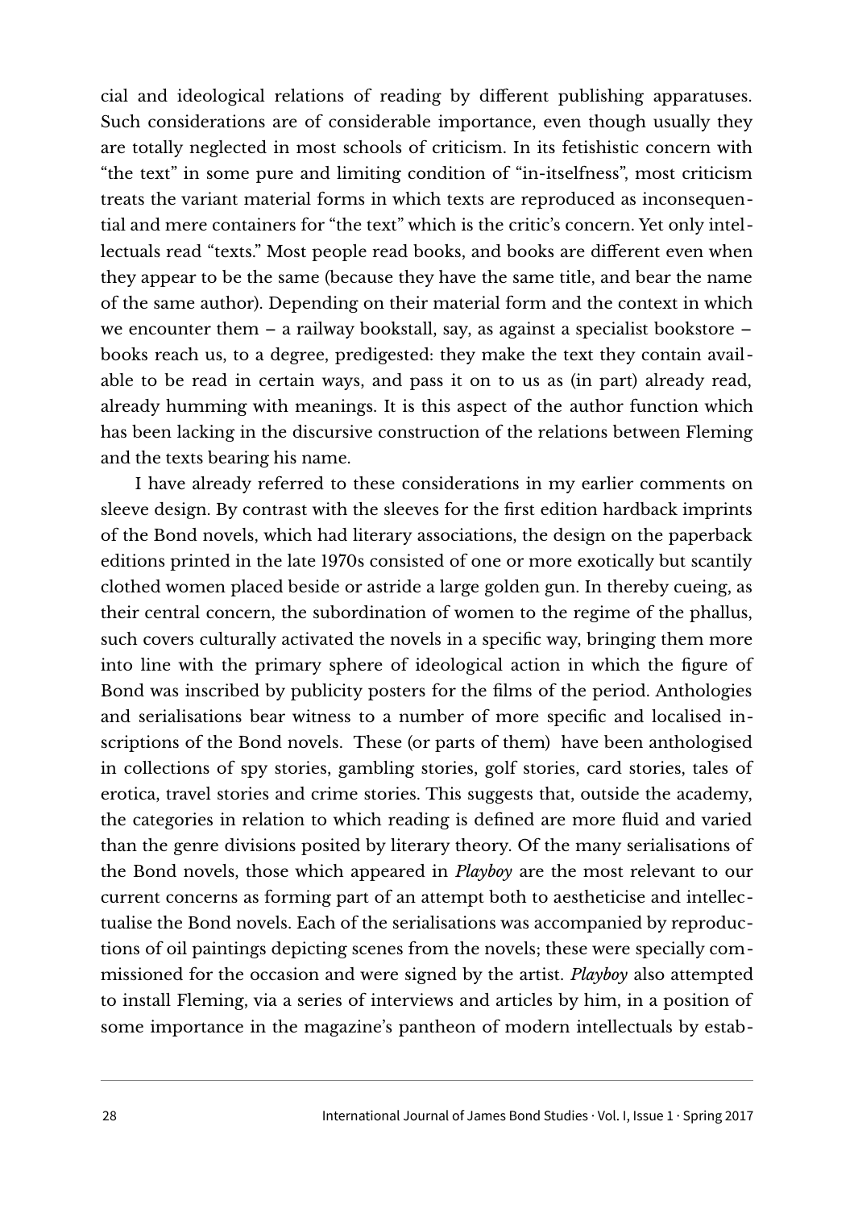cial and ideological relations of reading by different publishing apparatuses. Such considerations are of considerable importance, even though usually they are totally neglected in most schools of criticism. In its fetishistic concern with "the text" in some pure and limiting condition of "in-itselfness", most criticism treats the variant material forms in which texts are reproduced as inconsequential and mere containers for "the text" which is the critic's concern. Yet only intellectuals read "texts." Most people read books, and books are different even when they appear to be the same (because they have the same title, and bear the name of the same author). Depending on their material form and the context in which we encounter them – a railway bookstall, say, as against a specialist bookstore – books reach us, to a degree, predigested: they make the text they contain available to be read in certain ways, and pass it on to us as (in part) already read, already humming with meanings. It is this aspect of the author function which has been lacking in the discursive construction of the relations between Fleming and the texts bearing his name.

I have already referred to these considerations in my earlier comments on sleeve design. By contrast with the sleeves for the first edition hardback imprints of the Bond novels, which had literary associations, the design on the paperback editions printed in the late 1970s consisted of one or more exotically but scantily clothed women placed beside or astride a large golden gun. In thereby cueing, as their central concern, the subordination of women to the regime of the phallus, such covers culturally activated the novels in a specific way, bringing them more into line with the primary sphere of ideological action in which the figure of Bond was inscribed by publicity posters for the films of the period. Anthologies and serialisations bear witness to a number of more specific and localised inscriptions of the Bond novels. These (or parts of them) have been anthologised in collections of spy stories, gambling stories, golf stories, card stories, tales of erotica, travel stories and crime stories. This suggests that, outside the academy, the categories in relation to which reading is defined are more fluid and varied than the genre divisions posited by literary theory. Of the many serialisations of the Bond novels, those which appeared in *Playboy* are the most relevant to our current concerns as forming part of an attempt both to aestheticise and intellectualise the Bond novels. Each of the serialisations was accompanied by reproductions of oil paintings depicting scenes from the novels; these were specially commissioned for the occasion and were signed by the artist. *Playboy* also attempted to install Fleming, via a series of interviews and articles by him, in a position of some importance in the magazine's pantheon of modern intellectuals by estab-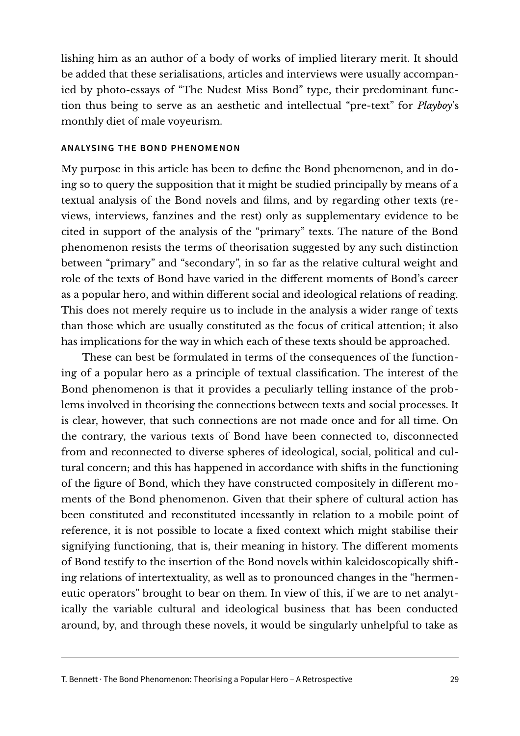lishing him as an author of a body of works of implied literary merit. It should be added that these serialisations, articles and interviews were usually accompanied by photo-essays of "The Nudest Miss Bond" type, their predominant function thus being to serve as an aesthetic and intellectual "pre-text" for *Playboy*'s monthly diet of male voyeurism.

## ANALYSING THE BOND PHENOMENON

My purpose in this article has been to define the Bond phenomenon, and in doing so to query the supposition that it might be studied principally by means of a textual analysis of the Bond novels and films, and by regarding other texts (reviews, interviews, fanzines and the rest) only as supplementary evidence to be cited in support of the analysis of the "primary" texts. The nature of the Bond phenomenon resists the terms of theorisation suggested by any such distinction between "primary" and "secondary", in so far as the relative cultural weight and role of the texts of Bond have varied in the different moments of Bond's career as a popular hero, and within different social and ideological relations of reading. This does not merely require us to include in the analysis a wider range of texts than those which are usually constituted as the focus of critical attention; it also has implications for the way in which each of these texts should be approached.

These can best be formulated in terms of the consequences of the functioning of a popular hero as a principle of textual classification. The interest of the Bond phenomenon is that it provides a peculiarly telling instance of the problems involved in theorising the connections between texts and social processes. It is clear, however, that such connections are not made once and for all time. On the contrary, the various texts of Bond have been connected to, disconnected from and reconnected to diverse spheres of ideological, social, political and cultural concern; and this has happened in accordance with shifts in the functioning of the figure of Bond, which they have constructed compositely in different moments of the Bond phenomenon. Given that their sphere of cultural action has been constituted and reconstituted incessantly in relation to a mobile point of reference, it is not possible to locate a fixed context which might stabilise their signifying functioning, that is, their meaning in history. The different moments of Bond testify to the insertion of the Bond novels within kaleidoscopically shifting relations of intertextuality, as well as to pronounced changes in the "hermeneutic operators" brought to bear on them. In view of this, if we are to net analytically the variable cultural and ideological business that has been conducted around, by, and through these novels, it would be singularly unhelpful to take as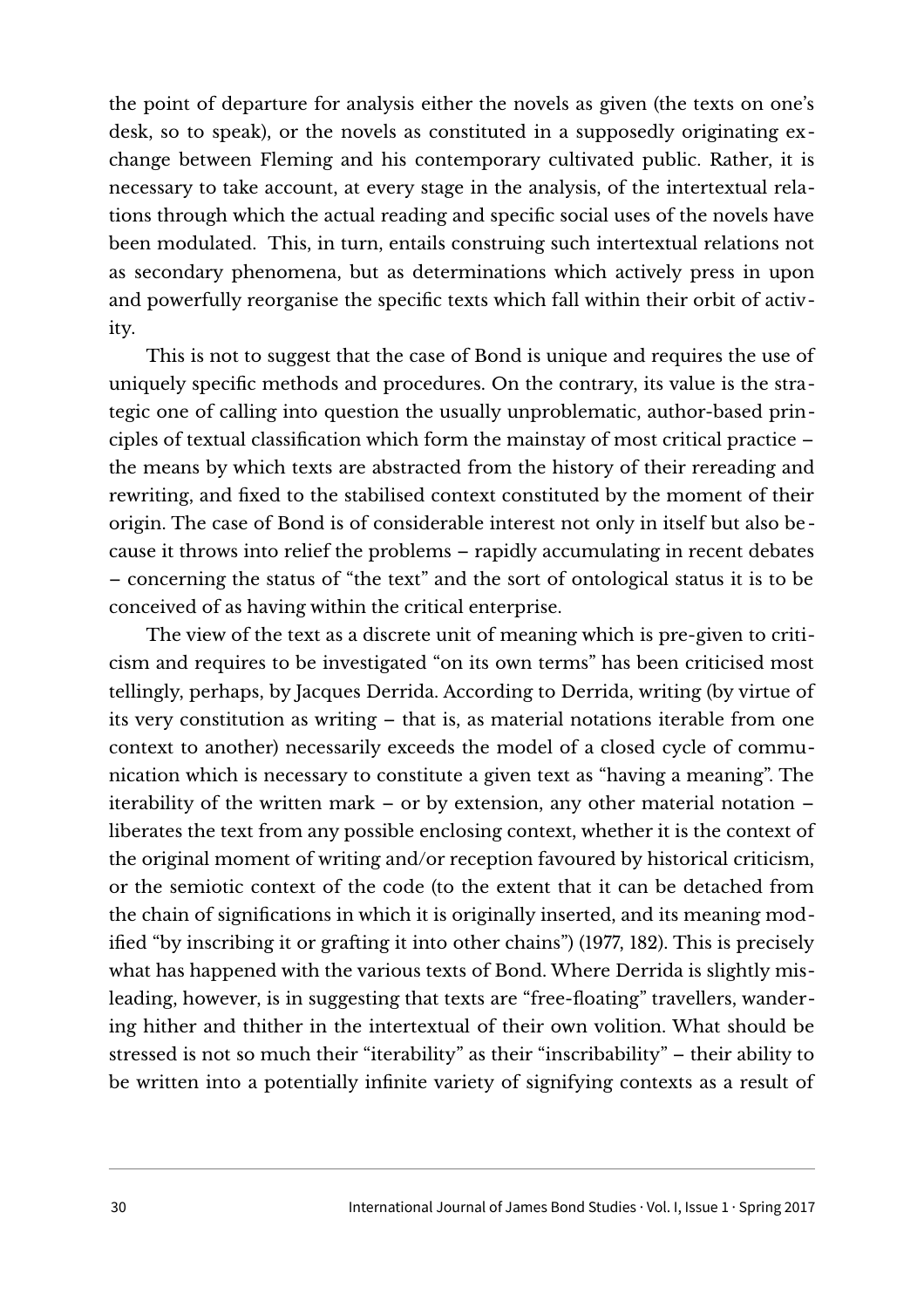the point of departure for analysis either the novels as given (the texts on one's desk, so to speak), or the novels as constituted in a supposedly originating exchange between Fleming and his contemporary cultivated public. Rather, it is necessary to take account, at every stage in the analysis, of the intertextual relations through which the actual reading and specific social uses of the novels have been modulated. This, in turn, entails construing such intertextual relations not as secondary phenomena, but as determinations which actively press in upon and powerfully reorganise the specific texts which fall within their orbit of activity.

This is not to suggest that the case of Bond is unique and requires the use of uniquely specific methods and procedures. On the contrary, its value is the strategic one of calling into question the usually unproblematic, author-based principles of textual classification which form the mainstay of most critical practice – the means by which texts are abstracted from the history of their rereading and rewriting, and fixed to the stabilised context constituted by the moment of their origin. The case of Bond is of considerable interest not only in itself but also because it throws into relief the problems – rapidly accumulating in recent debates – concerning the status of "the text" and the sort of ontological status it is to be conceived of as having within the critical enterprise.

The view of the text as a discrete unit of meaning which is pre-given to criticism and requires to be investigated "on its own terms" has been criticised most tellingly, perhaps, by Jacques Derrida. According to Derrida, writing (by virtue of its very constitution as writing – that is, as material notations iterable from one context to another) necessarily exceeds the model of a closed cycle of communication which is necessary to constitute a given text as "having a meaning". The iterability of the written mark – or by extension, any other material notation – liberates the text from any possible enclosing context, whether it is the context of the original moment of writing and/or reception favoured by historical criticism, or the semiotic context of the code (to the extent that it can be detached from the chain of significations in which it is originally inserted, and its meaning modified "by inscribing it or grafting it into other chains") (1977, 182). This is precisely what has happened with the various texts of Bond. Where Derrida is slightly misleading, however, is in suggesting that texts are "free-floating" travellers, wandering hither and thither in the intertextual of their own volition. What should be stressed is not so much their "iterability" as their "inscribability" – their ability to be written into a potentially infinite variety of signifying contexts as a result of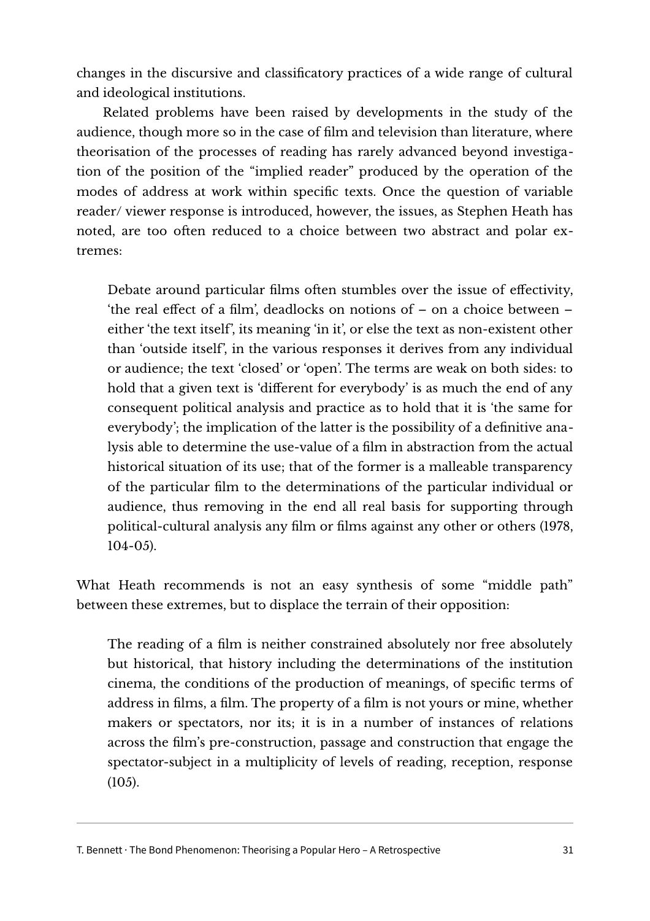changes in the discursive and classificatory practices of a wide range of cultural and ideological institutions.

Related problems have been raised by developments in the study of the audience, though more so in the case of film and television than literature, where theorisation of the processes of reading has rarely advanced beyond investigation of the position of the "implied reader" produced by the operation of the modes of address at work within specific texts. Once the question of variable reader/ viewer response is introduced, however, the issues, as Stephen Heath has noted, are too often reduced to a choice between two abstract and polar extremes:

> Debate around particular films often stumbles over the issue of effectivity, 'the real effect of a film', deadlocks on notions of – on a choice between – either 'the text itself', its meaning 'in it', or else the text as non-existent other than 'outside itself', in the various responses it derives from any individual or audience; the text 'closed' or 'open'. The terms are weak on both sides: to hold that a given text is 'different for everybody' is as much the end of any consequent political analysis and practice as to hold that it is 'the same for everybody'; the implication of the latter is the possibility of a definitive analysis able to determine the use-value of a film in abstraction from the actual historical situation of its use; that of the former is a malleable transparency of the particular film to the determinations of the particular individual or audience, thus removing in the end all real basis for supporting through political-cultural analysis any film or films against any other or others (1978, 104-05).

What Heath recommends is not an easy synthesis of some "middle path" between these extremes, but to displace the terrain of their opposition:

> The reading of a film is neither constrained absolutely nor free absolutely but historical, that history including the determinations of the institution cinema, the conditions of the production of meanings, of specific terms of address in films, a film. The property of a film is not yours or mine, whether makers or spectators, nor its; it is in a number of instances of relations across the film's pre-construction, passage and construction that engage the spectator-subject in a multiplicity of levels of reading, reception, response (105).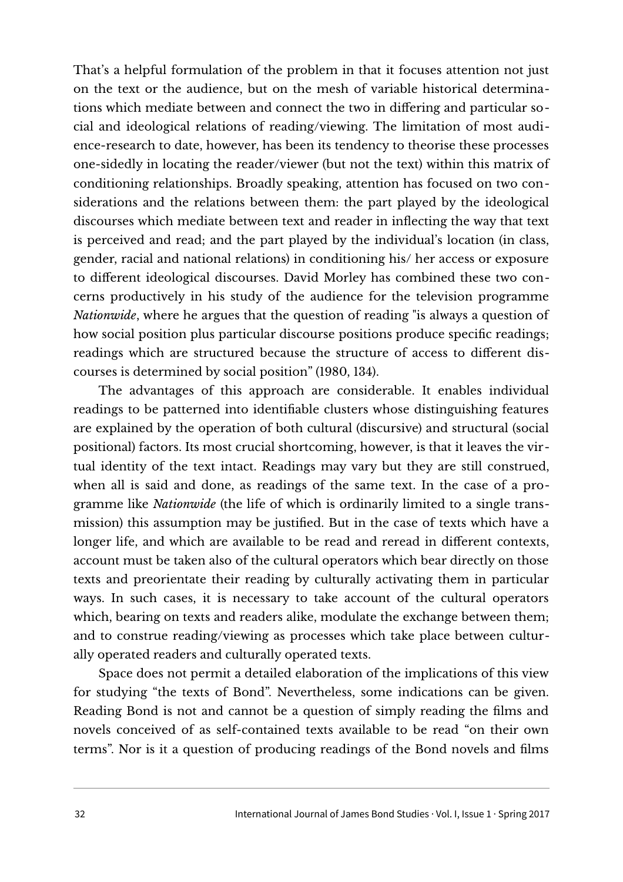That's a helpful formulation of the problem in that it focuses attention not just on the text or the audience, but on the mesh of variable historical determinations which mediate between and connect the two in differing and particular social and ideological relations of reading/viewing. The limitation of most audience-research to date, however, has been its tendency to theorise these processes one-sidedly in locating the reader/viewer (but not the text) within this matrix of conditioning relationships. Broadly speaking, attention has focused on two considerations and the relations between them: the part played by the ideological discourses which mediate between text and reader in inflecting the way that text is perceived and read; and the part played by the individual's location (in class, gender, racial and national relations) in conditioning his/ her access or exposure to different ideological discourses. David Morley has combined these two concerns productively in his study of the audience for the television programme *Nationwide*, where he argues that the question of reading "is always a question of how social position plus particular discourse positions produce specific readings; readings which are structured because the structure of access to different discourses is determined by social position" (1980, 134).

The advantages of this approach are considerable. It enables individual readings to be patterned into identifiable clusters whose distinguishing features are explained by the operation of both cultural (discursive) and structural (social positional) factors. Its most crucial shortcoming, however, is that it leaves the virtual identity of the text intact. Readings may vary but they are still construed, when all is said and done, as readings of the same text. In the case of a programme like *Nationwide* (the life of which is ordinarily limited to a single transmission) this assumption may be justified. But in the case of texts which have a longer life, and which are available to be read and reread in different contexts, account must be taken also of the cultural operators which bear directly on those texts and preorientate their reading by culturally activating them in particular ways. In such cases, it is necessary to take account of the cultural operators which, bearing on texts and readers alike, modulate the exchange between them; and to construe reading/viewing as processes which take place between culturally operated readers and culturally operated texts.

Space does not permit a detailed elaboration of the implications of this view for studying "the texts of Bond". Nevertheless, some indications can be given. Reading Bond is not and cannot be a question of simply reading the films and novels conceived of as self-contained texts available to be read "on their own terms". Nor is it a question of producing readings of the Bond novels and films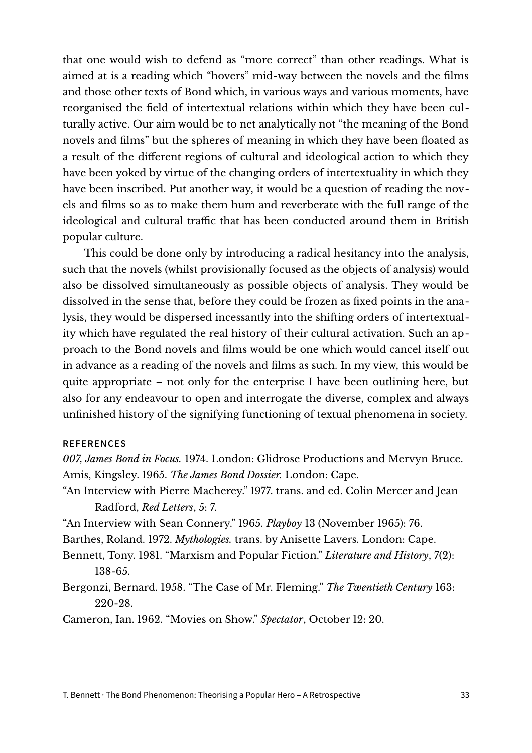that one would wish to defend as "more correct" than other readings. What is aimed at is a reading which "hovers" mid-way between the novels and the films and those other texts of Bond which, in various ways and various moments, have reorganised the field of intertextual relations within which they have been culturally active. Our aim would be to net analytically not "the meaning of the Bond novels and films" but the spheres of meaning in which they have been floated as a result of the different regions of cultural and ideological action to which they have been yoked by virtue of the changing orders of intertextuality in which they have been inscribed. Put another way, it would be a question of reading the novels and films so as to make them hum and reverberate with the full range of the ideological and cultural traffic that has been conducted around them in British popular culture.

This could be done only by introducing a radical hesitancy into the analysis, such that the novels (whilst provisionally focused as the objects of analysis) would also be dissolved simultaneously as possible objects of analysis. They would be dissolved in the sense that, before they could be frozen as fixed points in the analysis, they would be dispersed incessantly into the shifting orders of intertextuality which have regulated the real history of their cultural activation. Such an approach to the Bond novels and films would be one which would cancel itself out in advance as a reading of the novels and films as such. In my view, this would be quite appropriate – not only for the enterprise I have been outlining here, but also for any endeavour to open and interrogate the diverse, complex and always unfinished history of the signifying functioning of textual phenomena in society.

## REFERENCES

*007, James Bond in Focus.* 1974. London: Glidrose Productions and Mervyn Bruce.

Amis, Kingsley. 1965. *The James Bond Dossier.* London: Cape.

"An Interview with Pierre Macherey." 1977. trans. and ed. Colin Mercer and Jean Radford, *Red Letters*, 5: 7.

"An Interview with Sean Connery." 1965. *Playboy* 13 (November 1965): 76.

Barthes, Roland. 1972. *Mythologies.* trans. by Anisette Lavers. London: Cape.

Bennett, Tony. 1981. "Marxism and Popular Fiction." *Literature and History*, 7(2): 138-65.

Bergonzi, Bernard. 1958. "The Case of Mr. Fleming." *The Twentieth Century* 163: 220-28.

Cameron, Ian. 1962. "Movies on Show." *Spectator*, October 12: 20.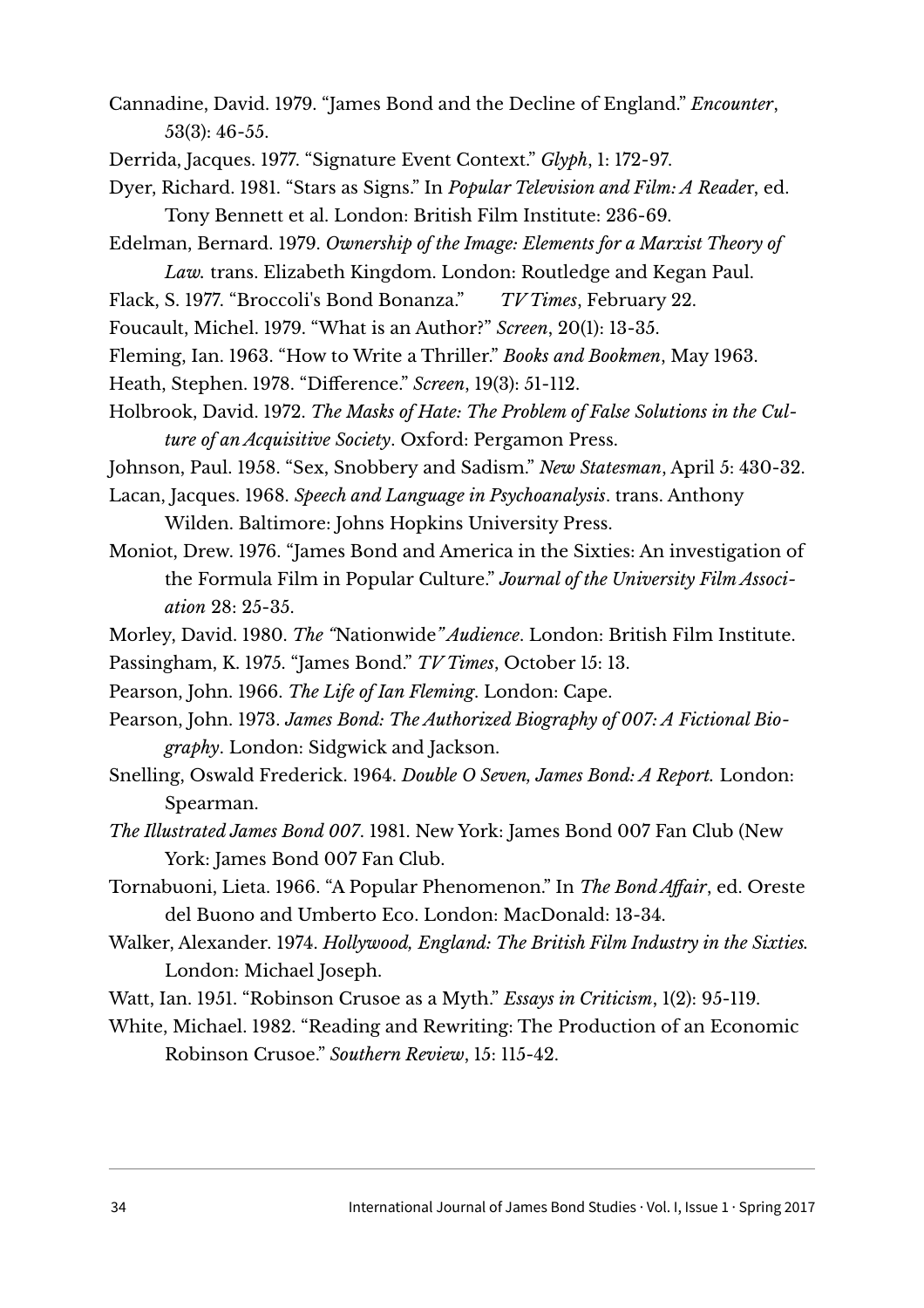Cannadine, David. 1979. “James Bond and the Decline of England.” *Encounter*, 53(3): 46-55.

Derrida, Jacques. 1977. “Signature Event Context.” *Glyph*, 1: 172-97.

Dyer, Richard. 1981. “Stars as Signs.” In *Popular Television and Film: A Reade*r, ed. Tony Bennett et al. London: British Film Institute: 236-69.

Edelman, Bernard. 1979. *Ownership of the Image: Elements for a Marxist Theory of Law.* trans. Elizabeth Kingdom. London: Routledge and Kegan Paul.

Flack, S. 1977. “Broccoli's Bond Bonanza.” *TV Times*, February 22.

Foucault, Michel. 1979. “What is an Author?” *Screen*, 20(1): 13-35.

Fleming, Ian. 1963. “How to Write a Thriller.” *Books and Bookmen*, May 1963.

Heath, Stephen. 1978. “Difference.” *Screen*, 19(3): 51-112.

Holbrook, David. 1972. *The Masks of Hate: The Problem of False Solutions in the Culture of an Acquisitive Society*. Oxford: Pergamon Press.

Johnson, Paul. 1958. “Sex, Snobbery and Sadism.” *New Statesman*, April 5: 430-32.

Lacan, Jacques. 1968. *Speech and Language in Psychoanalysis*. trans. Anthony Wilden. Baltimore: Johns Hopkins University Press.

Moniot, Drew. 1976. “James Bond and America in the Sixties: An investigation of the Formula Film in Popular Culture.” *Journal of the University Film Association* 28: 25-35.

Morley, David. 1980. *The “*Nationwide*” Audience*. London: British Film Institute.

Passingham, K. 1975. “James Bond.” *TV Times*, October 15: 13.

Pearson, John. 1966. *The Life of Ian Fleming*. London: Cape.

Pearson, John. 1973. *James Bond: The Authorized Biography of 007: A Fictional Biography*. London: Sidgwick and Jackson.

Snelling, Oswald Frederick. 1964. *Double O Seven, James Bond: A Report.* London: Spearman.

*The Illustrated James Bond 007*. 1981. New York: James Bond 007 Fan Club (New York: James Bond 007 Fan Club.

Tornabuoni, Lieta. 1966. “A Popular Phenomenon.” In *The Bond Affair*, ed. Oreste del Buono and Umberto Eco. London: MacDonald: 13-34.

Walker, Alexander. 1974. *Hollywood, England: The British Film Industry in the Sixties.* London: Michael Joseph.

Watt, Ian. 1951. “Robinson Crusoe as a Myth.” *Essays in Criticism*, 1(2): 95-119.

White, Michael. 1982. “Reading and Rewriting: The Production of an Economic Robinson Crusoe.” *Southern Review*, 15: 115-42.